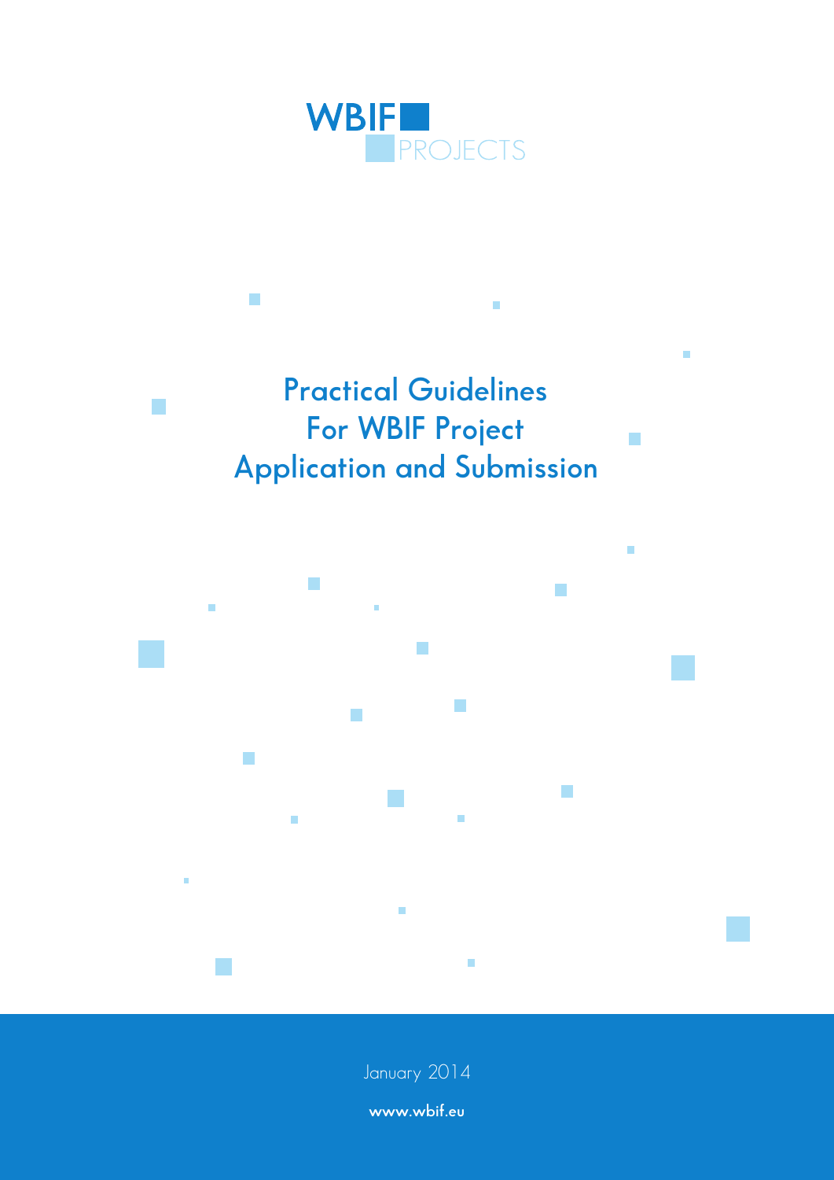WBIF PROJECTS

# Practical Guidelines For WBIF Project Application and Submission

January 2014

www.wbif.eu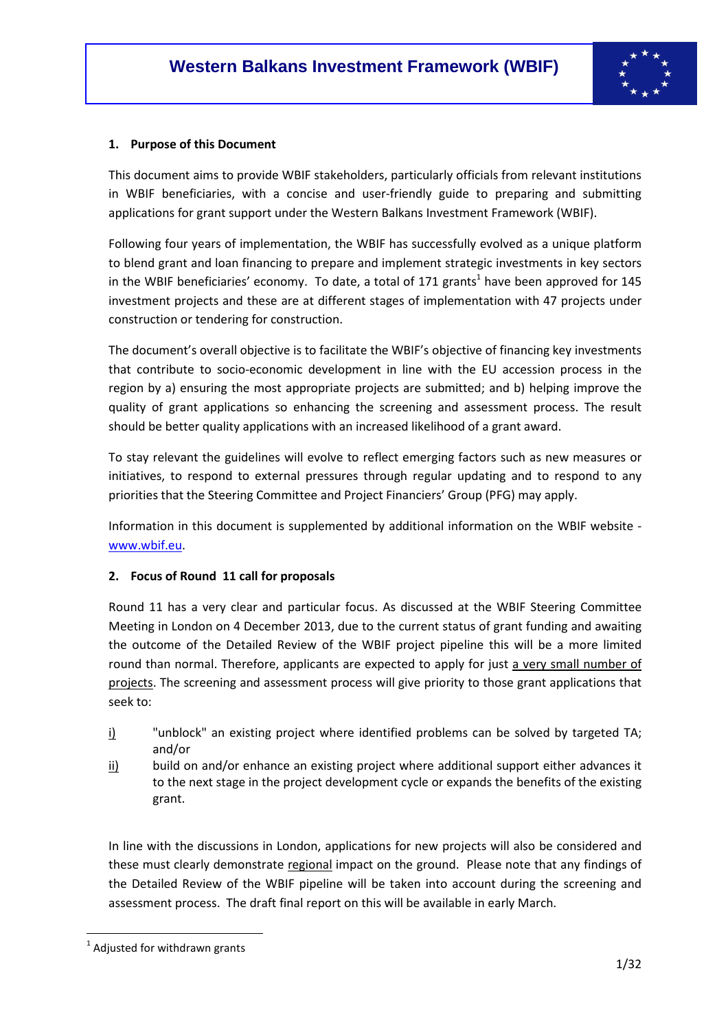# Western Balkans Investment Framework (WBIF)

## 1. Purpose of this Document

This document aims to provide WBIF stakeholders, particularly officials from relevant institutions in WBIF beneficiaries, with a concise and user-friendly guide to preparing and submitting applications for grant support under the Western Balkans Investment Framework (WBIF).

Following four years of implementation, the WBIF has successfully evolved as a unique platform to blend grant and loan financing to prepare and implement strategic investments in key sectors in the WBIF beneficiaries' economy. To date, a total of 171 grants[1] have been approved for 145 investment projects and these are at different stages of implementation with 47 projects under construction or tendering for construction.

The document's overall objective is to facilitate the WBIF's objective of financing key investments that contribute to socio-economic development in line with the EU accession process in the region by a) ensuring the most appropriate projects are submitted; and b) helping improve the quality of grant applications so enhancing the screening and assessment process. The result should be better quality applications with an increased likelihood of a grant award.

To stay relevant the guidelines will evolve to reflect emerging factors such as new measures or initiatives, to respond to external pressures through regular updating and to respond to any priorities that the Steering Committee and Project Financiers' Group (PFG) may apply.

Information in this document is supplemented by additional information on the WBIF website - www.wbif.eu.

## 2. Focus of Round 11 call for proposals

Round 11 has a very clear and particular focus. As discussed at the WBIF Steering Committee Meeting in London on 4 December 2013, due to the current status of grant funding and awaiting the outcome of the Detailed Review of the WBIF project pipeline this will be a more limited round than normal. Therefore, applicants are expected to apply for just a very small number of projects. The screening and assessment process will give priority to those grant applications that seek to:

i) "unblock" an existing project where identified problems can be solved by targeted TA; and/or

ii) build on and/or enhance an existing project where additional support either advances it to the next stage in the project development cycle or expands the benefits of the existing grant.

In line with the discussions in London, applications for new projects will also be considered and these must clearly demonstrate regional impact on the ground. Please note that any findings of the Detailed Review of the WBIF pipeline will be taken into account during the screening and assessment process. The draft final report on this will be available in early March.

---

[1] Adjusted for withdrawn grants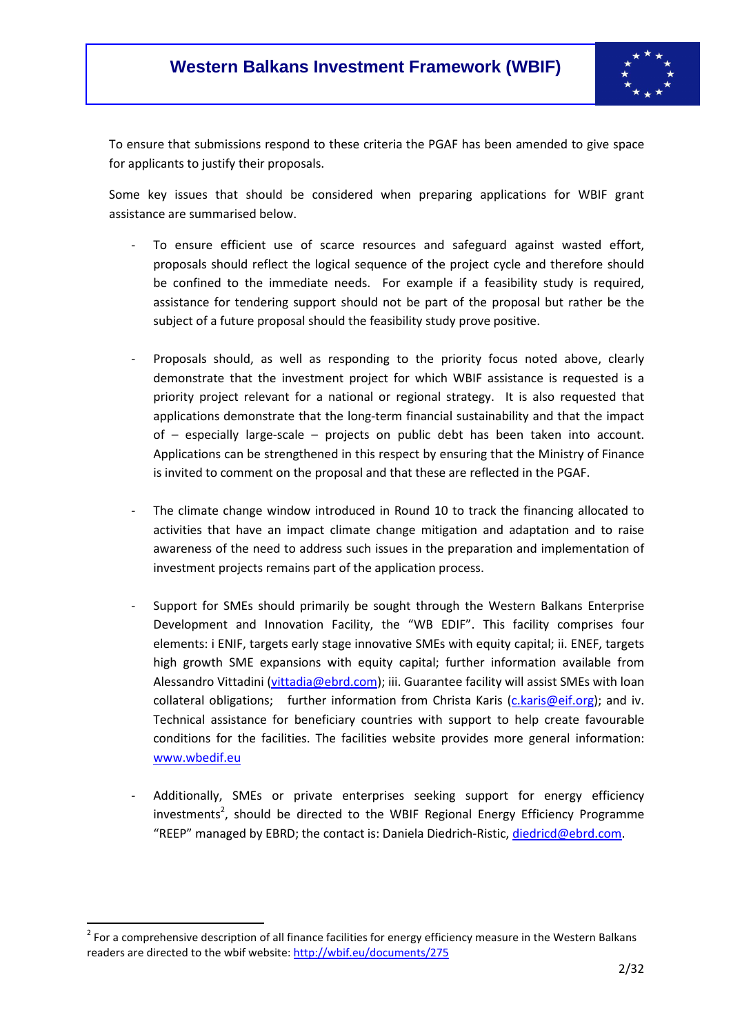To ensure that submissions respond to these criteria the PGAF has been amended to give space for applicants to justify their proposals.

Some key issues that should be considered when preparing applications for WBIF grant assistance are summarised below.

- To ensure efficient use of scarce resources and safeguard against wasted effort, proposals should reflect the logical sequence of the project cycle and therefore should be confined to the immediate needs. For example if a feasibility study is required, assistance for tendering support should not be part of the proposal but rather be the subject of a future proposal should the feasibility study prove positive.

- Proposals should, as well as responding to the priority focus noted above, clearly demonstrate that the investment project for which WBIF assistance is requested is a priority project relevant for a national or regional strategy. It is also requested that applications demonstrate that the long-term financial sustainability and that the impact of – especially large-scale – projects on public debt has been taken into account. Applications can be strengthened in this respect by ensuring that the Ministry of Finance is invited to comment on the proposal and that these are reflected in the PGAF.

- The climate change window introduced in Round 10 to track the financing allocated to activities that have an impact climate change mitigation and adaptation and to raise awareness of the need to address such issues in the preparation and implementation of investment projects remains part of the application process.

- Support for SMEs should primarily be sought through the Western Balkans Enterprise Development and Innovation Facility, the "WB EDIF". This facility comprises four elements: i ENIF, targets early stage innovative SMEs with equity capital; ii. ENEF, targets high growth SME expansions with equity capital; further information available from Alessandro Vittadini (vittadia@ebrd.com); iii. Guarantee facility will assist SMEs with loan collateral obligations; further information from Christa Karis (c.karis@eif.org); and iv. Technical assistance for beneficiary countries with support to help create favourable conditions for the facilities. The facilities website provides more general information: www.wbedif.eu

- Additionally, SMEs or private enterprises seeking support for energy efficiency investments[2], should be directed to the WBIF Regional Energy Efficiency Programme "REEP" managed by EBRD; the contact is: Daniela Diedrich-Ristic, diedricd@ebrd.com.

[2] For a comprehensive description of all finance facilities for energy efficiency measure in the Western Balkans readers are directed to the wbif website: http://wbif.eu/documents/275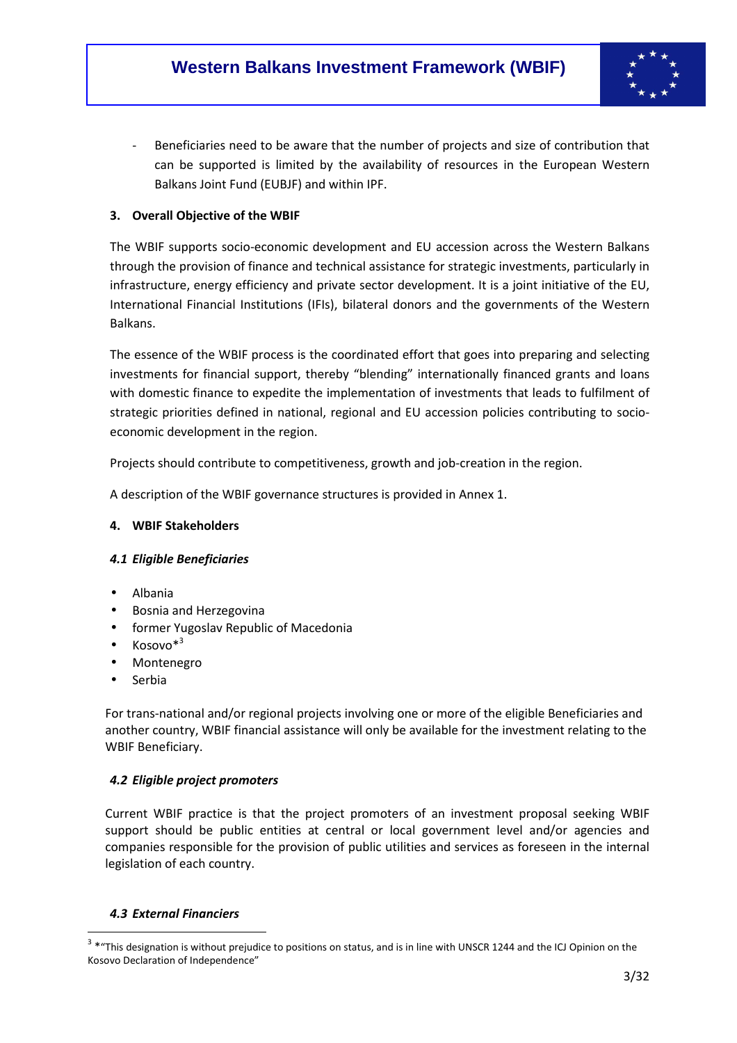- Beneficiaries need to be aware that the number of projects and size of contribution that can be supported is limited by the availability of resources in the European Western Balkans Joint Fund (EUBJF) and within IPF.

## 3. Overall Objective of the WBIF

The WBIF supports socio-economic development and EU accession across the Western Balkans through the provision of finance and technical assistance for strategic investments, particularly in infrastructure, energy efficiency and private sector development. It is a joint initiative of the EU, International Financial Institutions (IFIs), bilateral donors and the governments of the Western Balkans.

The essence of the WBIF process is the coordinated effort that goes into preparing and selecting investments for financial support, thereby "blending" internationally financed grants and loans with domestic finance to expedite the implementation of investments that leads to fulfilment of strategic priorities defined in national, regional and EU accession policies contributing to socio-economic development in the region.

Projects should contribute to competitiveness, growth and job-creation in the region.

A description of the WBIF governance structures is provided in Annex 1.

## 4. WBIF Stakeholders

### *4.1 Eligible Beneficiaries*

- Albania
- Bosnia and Herzegovina
- former Yugoslav Republic of Macedonia
- Kosovo*[3]
- Montenegro
- Serbia

For trans-national and/or regional projects involving one or more of the eligible Beneficiaries and another country, WBIF financial assistance will only be available for the investment relating to the WBIF Beneficiary.

### *4.2 Eligible project promoters*

Current WBIF practice is that the project promoters of an investment proposal seeking WBIF support should be public entities at central or local government level and/or agencies and companies responsible for the provision of public utilities and services as foreseen in the internal legislation of each country.

### *4.3 External Financiers*

[3] *"This designation is without prejudice to positions on status, and is in line with UNSCR 1244 and the ICJ Opinion on the Kosovo Declaration of Independence"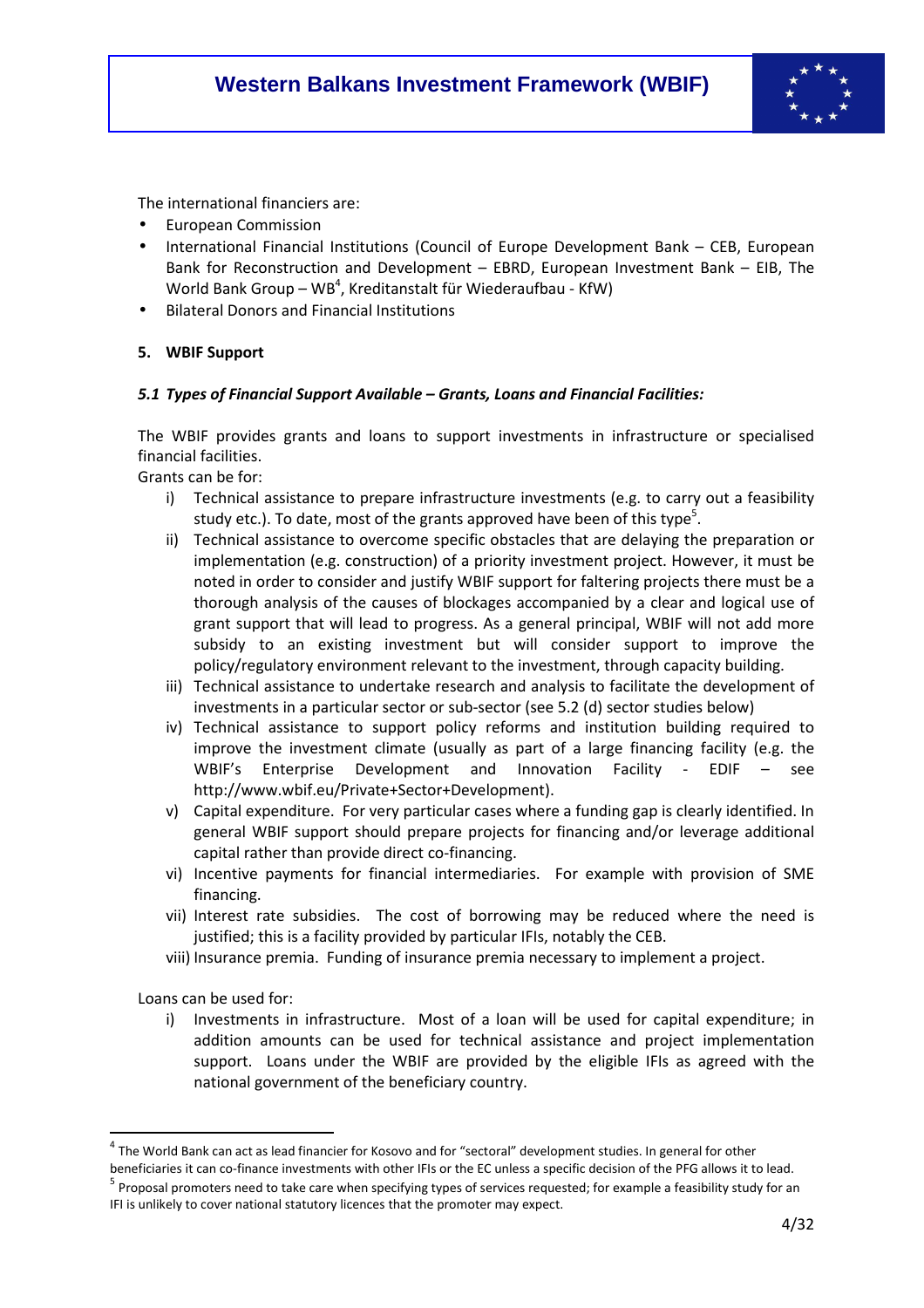The international financiers are:

- European Commission
- International Financial Institutions (Council of Europe Development Bank – CEB, European Bank for Reconstruction and Development – EBRD, European Investment Bank – EIB, The World Bank Group – WB[4], Kreditanstalt für Wiederaufbau - KfW)
- Bilateral Donors and Financial Institutions

**5. WBIF Support**

***5.1 Types of Financial Support Available – Grants, Loans and Financial Facilities:***

The WBIF provides grants and loans to support investments in infrastructure or specialised financial facilities.

Grants can be for:

i) Technical assistance to prepare infrastructure investments (e.g. to carry out a feasibility study etc.). To date, most of the grants approved have been of this type[5].
ii) Technical assistance to overcome specific obstacles that are delaying the preparation or implementation (e.g. construction) of a priority investment project. However, it must be noted in order to consider and justify WBIF support for faltering projects there must be a thorough analysis of the causes of blockages accompanied by a clear and logical use of grant support that will lead to progress. As a general principal, WBIF will not add more subsidy to an existing investment but will consider support to improve the policy/regulatory environment relevant to the investment, through capacity building.
iii) Technical assistance to undertake research and analysis to facilitate the development of investments in a particular sector or sub-sector (see 5.2 (d) sector studies below)
iv) Technical assistance to support policy reforms and institution building required to improve the investment climate (usually as part of a large financing facility (e.g. the WBIF's Enterprise Development and Innovation Facility - EDIF – see http://www.wbif.eu/Private+Sector+Development).
v) Capital expenditure. For very particular cases where a funding gap is clearly identified. In general WBIF support should prepare projects for financing and/or leverage additional capital rather than provide direct co-financing.
vi) Incentive payments for financial intermediaries. For example with provision of SME financing.
vii) Interest rate subsidies. The cost of borrowing may be reduced where the need is justified; this is a facility provided by particular IFIs, notably the CEB.
viii) Insurance premia. Funding of insurance premia necessary to implement a project.

Loans can be used for:

i) Investments in infrastructure. Most of a loan will be used for capital expenditure; in addition amounts can be used for technical assistance and project implementation support. Loans under the WBIF are provided by the eligible IFIs as agreed with the national government of the beneficiary country.

---

[4] The World Bank can act as lead financier for Kosovo and for "sectoral" development studies. In general for other beneficiaries it can co-finance investments with other IFIs or the EC unless a specific decision of the PFG allows it to lead.

[5] Proposal promoters need to take care when specifying types of services requested; for example a feasibility study for an IFI is unlikely to cover national statutory licences that the promoter may expect.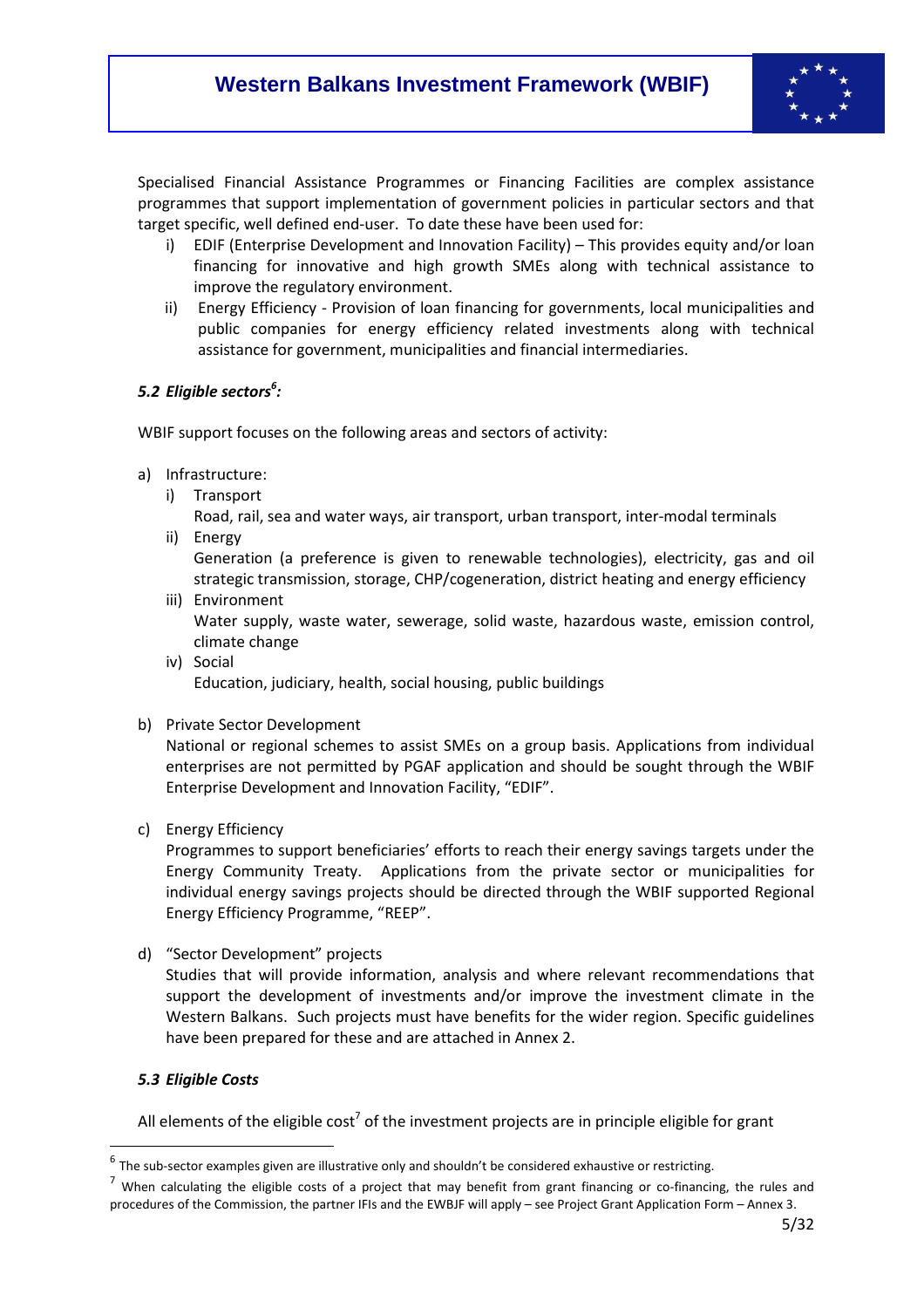Specialised Financial Assistance Programmes or Financing Facilities are complex assistance programmes that support implementation of government policies in particular sectors and that target specific, well defined end-user. To date these have been used for:

i) EDIF (Enterprise Development and Innovation Facility) – This provides equity and/or loan financing for innovative and high growth SMEs along with technical assistance to improve the regulatory environment.
ii) Energy Efficiency - Provision of loan financing for governments, local municipalities and public companies for energy efficiency related investments along with technical assistance for government, municipalities and financial intermediaries.

### *5.2 Eligible sectors[6]:*

WBIF support focuses on the following areas and sectors of activity:

a) Infrastructure:
   i) Transport
      Road, rail, sea and water ways, air transport, urban transport, inter-modal terminals
   ii) Energy
      Generation (a preference is given to renewable technologies), electricity, gas and oil strategic transmission, storage, CHP/cogeneration, district heating and energy efficiency
   iii) Environment
      Water supply, waste water, sewerage, solid waste, hazardous waste, emission control, climate change
   iv) Social
      Education, judiciary, health, social housing, public buildings

b) Private Sector Development
   National or regional schemes to assist SMEs on a group basis. Applications from individual enterprises are not permitted by PGAF application and should be sought through the WBIF Enterprise Development and Innovation Facility, "EDIF".

c) Energy Efficiency
   Programmes to support beneficiaries' efforts to reach their energy savings targets under the Energy Community Treaty. Applications from the private sector or municipalities for individual energy savings projects should be directed through the WBIF supported Regional Energy Efficiency Programme, "REEP".

d) "Sector Development" projects
   Studies that will provide information, analysis and where relevant recommendations that support the development of investments and/or improve the investment climate in the Western Balkans. Such projects must have benefits for the wider region. Specific guidelines have been prepared for these and are attached in Annex 2.

### *5.3 Eligible Costs*

All elements of the eligible cost[7] of the investment projects are in principle eligible for grant

---

[6] The sub-sector examples given are illustrative only and shouldn't be considered exhaustive or restricting.

[7] When calculating the eligible costs of a project that may benefit from grant financing or co-financing, the rules and procedures of the Commission, the partner IFIs and the EWBJF will apply – see Project Grant Application Form – Annex 3.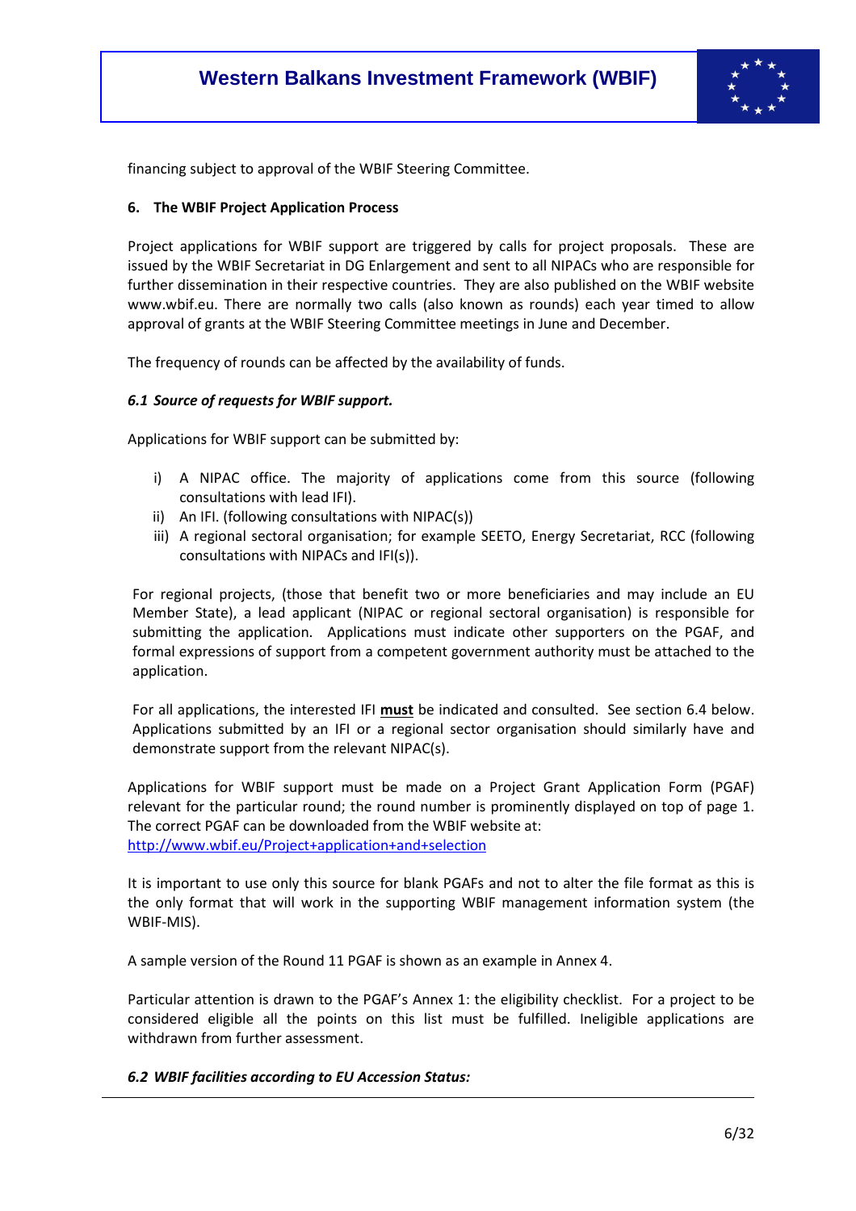financing subject to approval of the WBIF Steering Committee.

## 6. The WBIF Project Application Process

Project applications for WBIF support are triggered by calls for project proposals. These are issued by the WBIF Secretariat in DG Enlargement and sent to all NIPACs who are responsible for further dissemination in their respective countries. They are also published on the WBIF website www.wbif.eu. There are normally two calls (also known as rounds) each year timed to allow approval of grants at the WBIF Steering Committee meetings in June and December.

The frequency of rounds can be affected by the availability of funds.

### *6.1 Source of requests for WBIF support.*

Applications for WBIF support can be submitted by:

i) A NIPAC office. The majority of applications come from this source (following consultations with lead IFI).
ii) An IFI. (following consultations with NIPAC(s))
iii) A regional sectoral organisation; for example SEETO, Energy Secretariat, RCC (following consultations with NIPACs and IFI(s)).

For regional projects, (those that benefit two or more beneficiaries and may include an EU Member State), a lead applicant (NIPAC or regional sectoral organisation) is responsible for submitting the application. Applications must indicate other supporters on the PGAF, and formal expressions of support from a competent government authority must be attached to the application.

For all applications, the interested IFI **must** be indicated and consulted. See section 6.4 below. Applications submitted by an IFI or a regional sector organisation should similarly have and demonstrate support from the relevant NIPAC(s).

Applications for WBIF support must be made on a Project Grant Application Form (PGAF) relevant for the particular round; the round number is prominently displayed on top of page 1. The correct PGAF can be downloaded from the WBIF website at:
http://www.wbif.eu/Project+application+and+selection

It is important to use only this source for blank PGAFs and not to alter the file format as this is the only format that will work in the supporting WBIF management information system (the WBIF-MIS).

A sample version of the Round 11 PGAF is shown as an example in Annex 4.

Particular attention is drawn to the PGAF's Annex 1: the eligibility checklist. For a project to be considered eligible all the points on this list must be fulfilled. Ineligible applications are withdrawn from further assessment.

### *6.2 WBIF facilities according to EU Accession Status:*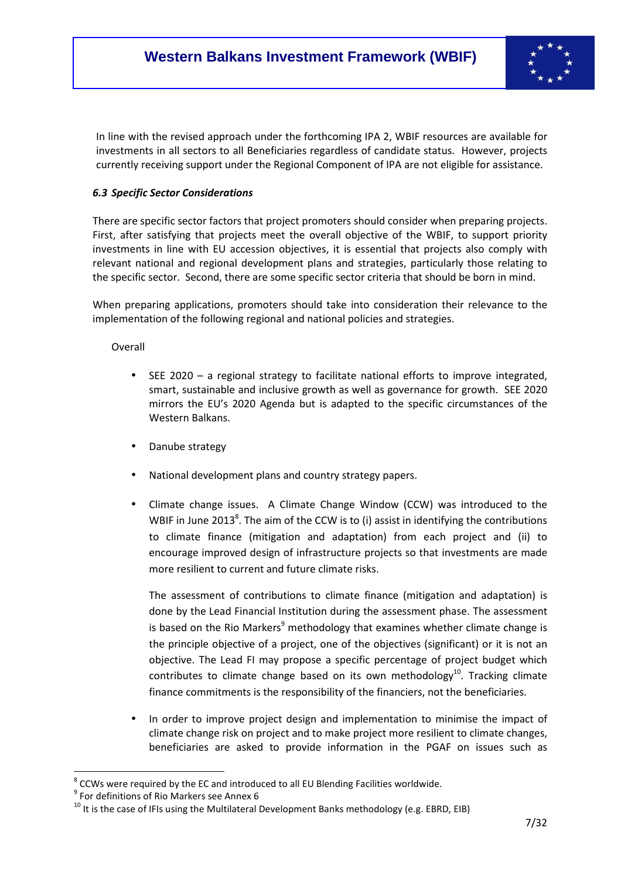In line with the revised approach under the forthcoming IPA 2, WBIF resources are available for investments in all sectors to all Beneficiaries regardless of candidate status. However, projects currently receiving support under the Regional Component of IPA are not eligible for assistance.

### *6.3 Specific Sector Considerations*

There are specific sector factors that project promoters should consider when preparing projects. First, after satisfying that projects meet the overall objective of the WBIF, to support priority investments in line with EU accession objectives, it is essential that projects also comply with relevant national and regional development plans and strategies, particularly those relating to the specific sector. Second, there are some specific sector criteria that should be born in mind.

When preparing applications, promoters should take into consideration their relevance to the implementation of the following regional and national policies and strategies.

Overall

- SEE 2020 – a regional strategy to facilitate national efforts to improve integrated, smart, sustainable and inclusive growth as well as governance for growth. SEE 2020 mirrors the EU's 2020 Agenda but is adapted to the specific circumstances of the Western Balkans.

- Danube strategy

- National development plans and country strategy papers.

- Climate change issues. A Climate Change Window (CCW) was introduced to the WBIF in June 2013[8]. The aim of the CCW is to (i) assist in identifying the contributions to climate finance (mitigation and adaptation) from each project and (ii) to encourage improved design of infrastructure projects so that investments are made more resilient to current and future climate risks.

  The assessment of contributions to climate finance (mitigation and adaptation) is done by the Lead Financial Institution during the assessment phase. The assessment is based on the Rio Markers[9] methodology that examines whether climate change is the principle objective of a project, one of the objectives (significant) or it is not an objective. The Lead FI may propose a specific percentage of project budget which contributes to climate change based on its own methodology[10]. Tracking climate finance commitments is the responsibility of the financiers, not the beneficiaries.

- In order to improve project design and implementation to minimise the impact of climate change risk on project and to make project more resilient to climate changes, beneficiaries are asked to provide information in the PGAF on issues such as

---

[8] CCWs were required by the EC and introduced to all EU Blending Facilities worldwide.

[9] For definitions of Rio Markers see Annex 6

[10] It is the case of IFIs using the Multilateral Development Banks methodology (e.g. EBRD, EIB)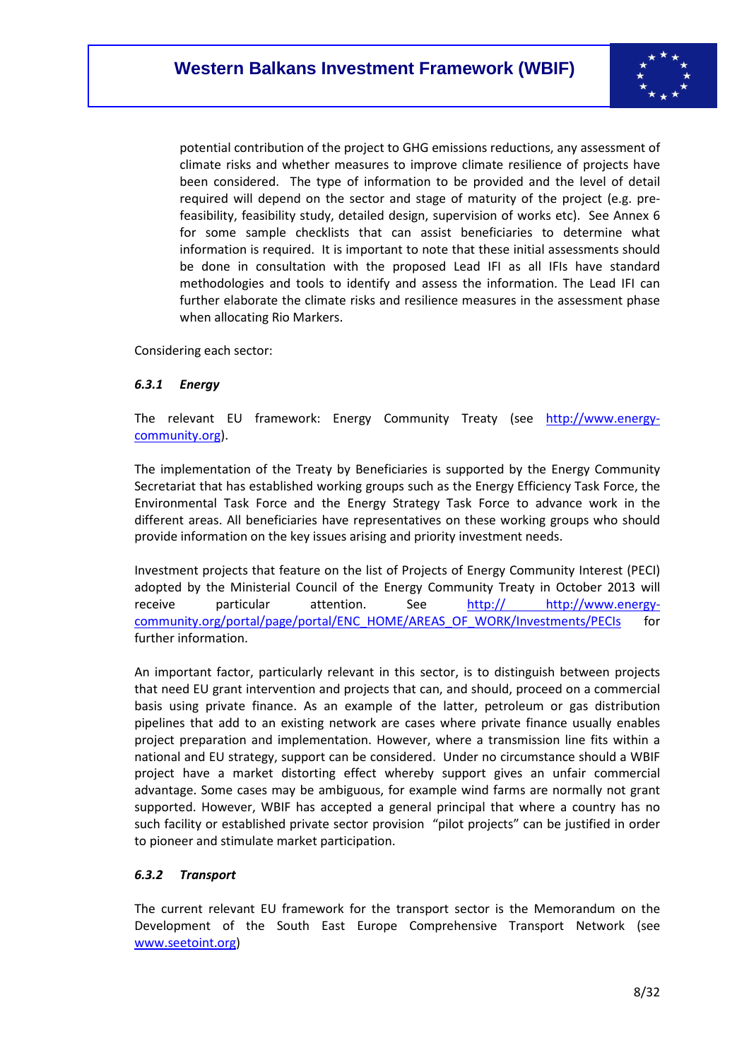potential contribution of the project to GHG emissions reductions, any assessment of climate risks and whether measures to improve climate resilience of projects have been considered. The type of information to be provided and the level of detail required will depend on the sector and stage of maturity of the project (e.g. pre-feasibility, feasibility study, detailed design, supervision of works etc). See Annex 6 for some sample checklists that can assist beneficiaries to determine what information is required. It is important to note that these initial assessments should be done in consultation with the proposed Lead IFI as all IFIs have standard methodologies and tools to identify and assess the information. The Lead IFI can further elaborate the climate risks and resilience measures in the assessment phase when allocating Rio Markers.

Considering each sector:

### *6.3.1 Energy*

The relevant EU framework: Energy Community Treaty (see [http://www.energy-community.org](http://www.energy-community.org)).

The implementation of the Treaty by Beneficiaries is supported by the Energy Community Secretariat that has established working groups such as the Energy Efficiency Task Force, the Environmental Task Force and the Energy Strategy Task Force to advance work in the different areas. All beneficiaries have representatives on these working groups who should provide information on the key issues arising and priority investment needs.

Investment projects that feature on the list of Projects of Energy Community Interest (PECI) adopted by the Ministerial Council of the Energy Community Treaty in October 2013 will receive particular attention. See [http:// http://www.energy-community.org/portal/page/portal/ENC_HOME/AREAS_OF_WORK/Investments/PECIs](http://www.energy-community.org/portal/page/portal/ENC_HOME/AREAS_OF_WORK/Investments/PECIs) for further information.

An important factor, particularly relevant in this sector, is to distinguish between projects that need EU grant intervention and projects that can, and should, proceed on a commercial basis using private finance. As an example of the latter, petroleum or gas distribution pipelines that add to an existing network are cases where private finance usually enables project preparation and implementation. However, where a transmission line fits within a national and EU strategy, support can be considered. Under no circumstance should a WBIF project have a market distorting effect whereby support gives an unfair commercial advantage. Some cases may be ambiguous, for example wind farms are normally not grant supported. However, WBIF has accepted a general principal that where a country has no such facility or established private sector provision "pilot projects" can be justified in order to pioneer and stimulate market participation.

### *6.3.2 Transport*

The current relevant EU framework for the transport sector is the Memorandum on the Development of the South East Europe Comprehensive Transport Network (see [www.seetoint.org](www.seetoint.org))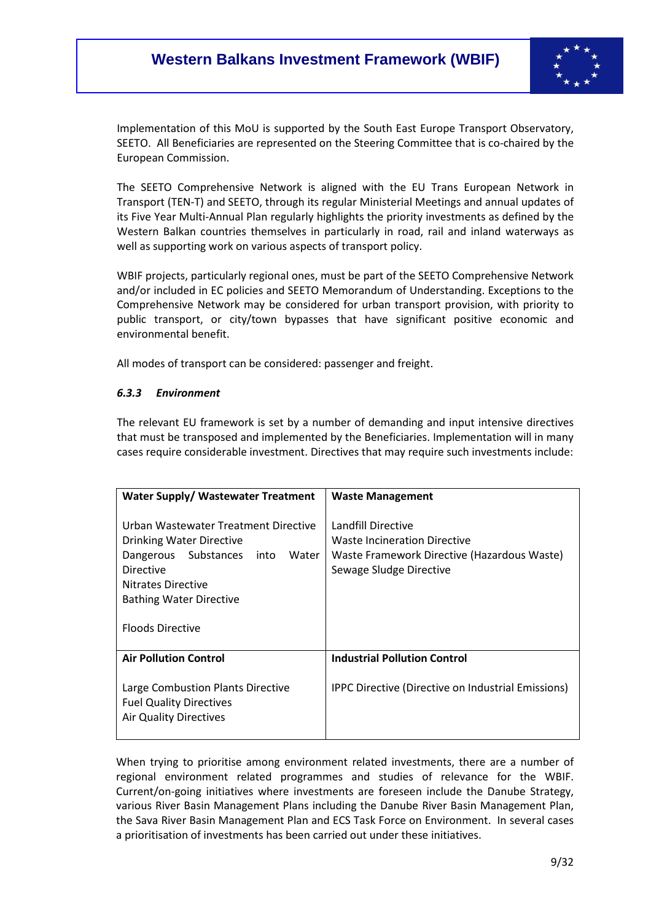Implementation of this MoU is supported by the South East Europe Transport Observatory, SEETO. All Beneficiaries are represented on the Steering Committee that is co-chaired by the European Commission.

The SEETO Comprehensive Network is aligned with the EU Trans European Network in Transport (TEN-T) and SEETO, through its regular Ministerial Meetings and annual updates of its Five Year Multi-Annual Plan regularly highlights the priority investments as defined by the Western Balkan countries themselves in particularly in road, rail and inland waterways as well as supporting work on various aspects of transport policy.

WBIF projects, particularly regional ones, must be part of the SEETO Comprehensive Network and/or included in EC policies and SEETO Memorandum of Understanding. Exceptions to the Comprehensive Network may be considered for urban transport provision, with priority to public transport, or city/town bypasses that have significant positive economic and environmental benefit.

All modes of transport can be considered: passenger and freight.

#### *6.3.3 Environment*

The relevant EU framework is set by a number of demanding and input intensive directives that must be transposed and implemented by the Beneficiaries. Implementation will in many cases require considerable investment. Directives that may require such investments include:

| **Water Supply/ Wastewater Treatment** | **Waste Management** |
|---|---|
| Urban Wastewater Treatment Directive<br>Drinking Water Directive<br>Dangerous Substances into Water Directive<br>Nitrates Directive<br>Bathing Water Directive<br><br>Floods Directive | Landfill Directive<br>Waste Incineration Directive<br>Waste Framework Directive (Hazardous Waste)<br>Sewage Sludge Directive |
| **Air Pollution Control** | **Industrial Pollution Control** |
| Large Combustion Plants Directive<br>Fuel Quality Directives<br>Air Quality Directives | IPPC Directive (Directive on Industrial Emissions) |

When trying to prioritise among environment related investments, there are a number of regional environment related programmes and studies of relevance for the WBIF. Current/on-going initiatives where investments are foreseen include the Danube Strategy, various River Basin Management Plans including the Danube River Basin Management Plan, the Sava River Basin Management Plan and ECS Task Force on Environment. In several cases a prioritisation of investments has been carried out under these initiatives.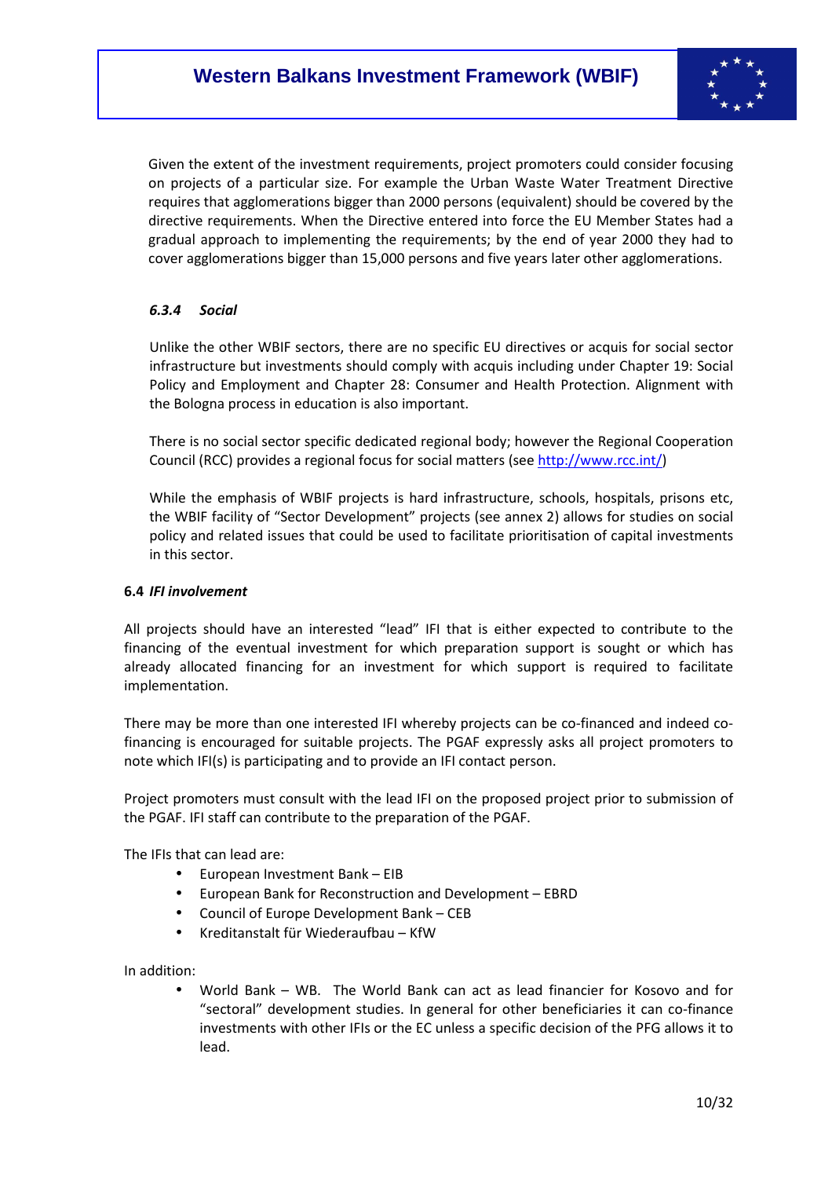Given the extent of the investment requirements, project promoters could consider focusing on projects of a particular size. For example the Urban Waste Water Treatment Directive requires that agglomerations bigger than 2000 persons (equivalent) should be covered by the directive requirements. When the Directive entered into force the EU Member States had a gradual approach to implementing the requirements; by the end of year 2000 they had to cover agglomerations bigger than 15,000 persons and five years later other agglomerations.

#### *6.3.4 Social*

Unlike the other WBIF sectors, there are no specific EU directives or acquis for social sector infrastructure but investments should comply with acquis including under Chapter 19: Social Policy and Employment and Chapter 28: Consumer and Health Protection. Alignment with the Bologna process in education is also important.

There is no social sector specific dedicated regional body; however the Regional Cooperation Council (RCC) provides a regional focus for social matters (see http://www.rcc.int/)

While the emphasis of WBIF projects is hard infrastructure, schools, hospitals, prisons etc, the WBIF facility of "Sector Development" projects (see annex 2) allows for studies on social policy and related issues that could be used to facilitate prioritisation of capital investments in this sector.

### 6.4 *IFI involvement*

All projects should have an interested "lead" IFI that is either expected to contribute to the financing of the eventual investment for which preparation support is sought or which has already allocated financing for an investment for which support is required to facilitate implementation.

There may be more than one interested IFI whereby projects can be co-financed and indeed co-financing is encouraged for suitable projects. The PGAF expressly asks all project promoters to note which IFI(s) is participating and to provide an IFI contact person.

Project promoters must consult with the lead IFI on the proposed project prior to submission of the PGAF. IFI staff can contribute to the preparation of the PGAF.

The IFIs that can lead are:

- European Investment Bank – EIB
- European Bank for Reconstruction and Development – EBRD
- Council of Europe Development Bank – CEB
- Kreditanstalt für Wiederaufbau – KfW

In addition:

- World Bank – WB. The World Bank can act as lead financier for Kosovo and for "sectoral" development studies. In general for other beneficiaries it can co-finance investments with other IFIs or the EC unless a specific decision of the PFG allows it to lead.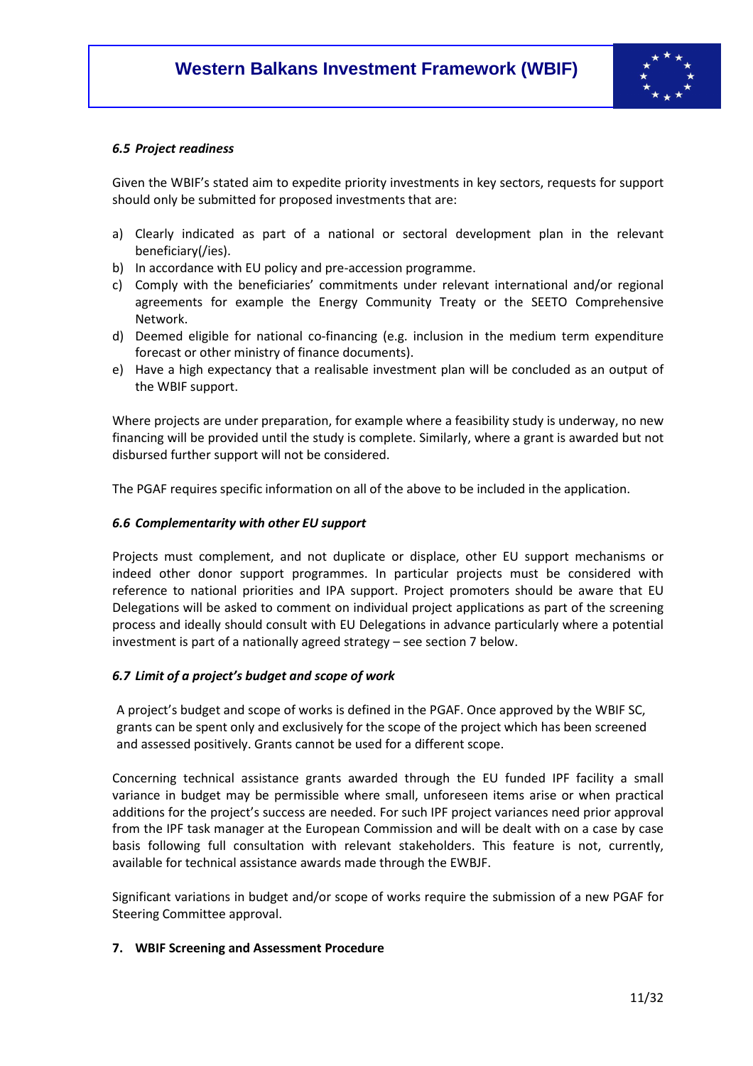### *6.5 Project readiness*

Given the WBIF's stated aim to expedite priority investments in key sectors, requests for support should only be submitted for proposed investments that are:

a) Clearly indicated as part of a national or sectoral development plan in the relevant beneficiary(/ies).
b) In accordance with EU policy and pre-accession programme.
c) Comply with the beneficiaries' commitments under relevant international and/or regional agreements for example the Energy Community Treaty or the SEETO Comprehensive Network.
d) Deemed eligible for national co-financing (e.g. inclusion in the medium term expenditure forecast or other ministry of finance documents).
e) Have a high expectancy that a realisable investment plan will be concluded as an output of the WBIF support.

Where projects are under preparation, for example where a feasibility study is underway, no new financing will be provided until the study is complete. Similarly, where a grant is awarded but not disbursed further support will not be considered.

The PGAF requires specific information on all of the above to be included in the application.

### *6.6 Complementarity with other EU support*

Projects must complement, and not duplicate or displace, other EU support mechanisms or indeed other donor support programmes. In particular projects must be considered with reference to national priorities and IPA support. Project promoters should be aware that EU Delegations will be asked to comment on individual project applications as part of the screening process and ideally should consult with EU Delegations in advance particularly where a potential investment is part of a nationally agreed strategy – see section 7 below.

### *6.7 Limit of a project's budget and scope of work*

A project's budget and scope of works is defined in the PGAF. Once approved by the WBIF SC, grants can be spent only and exclusively for the scope of the project which has been screened and assessed positively. Grants cannot be used for a different scope.

Concerning technical assistance grants awarded through the EU funded IPF facility a small variance in budget may be permissible where small, unforeseen items arise or when practical additions for the project's success are needed. For such IPF project variances need prior approval from the IPF task manager at the European Commission and will be dealt with on a case by case basis following full consultation with relevant stakeholders. This feature is not, currently, available for technical assistance awards made through the EWBJF.

Significant variations in budget and/or scope of works require the submission of a new PGAF for Steering Committee approval.

## 7. WBIF Screening and Assessment Procedure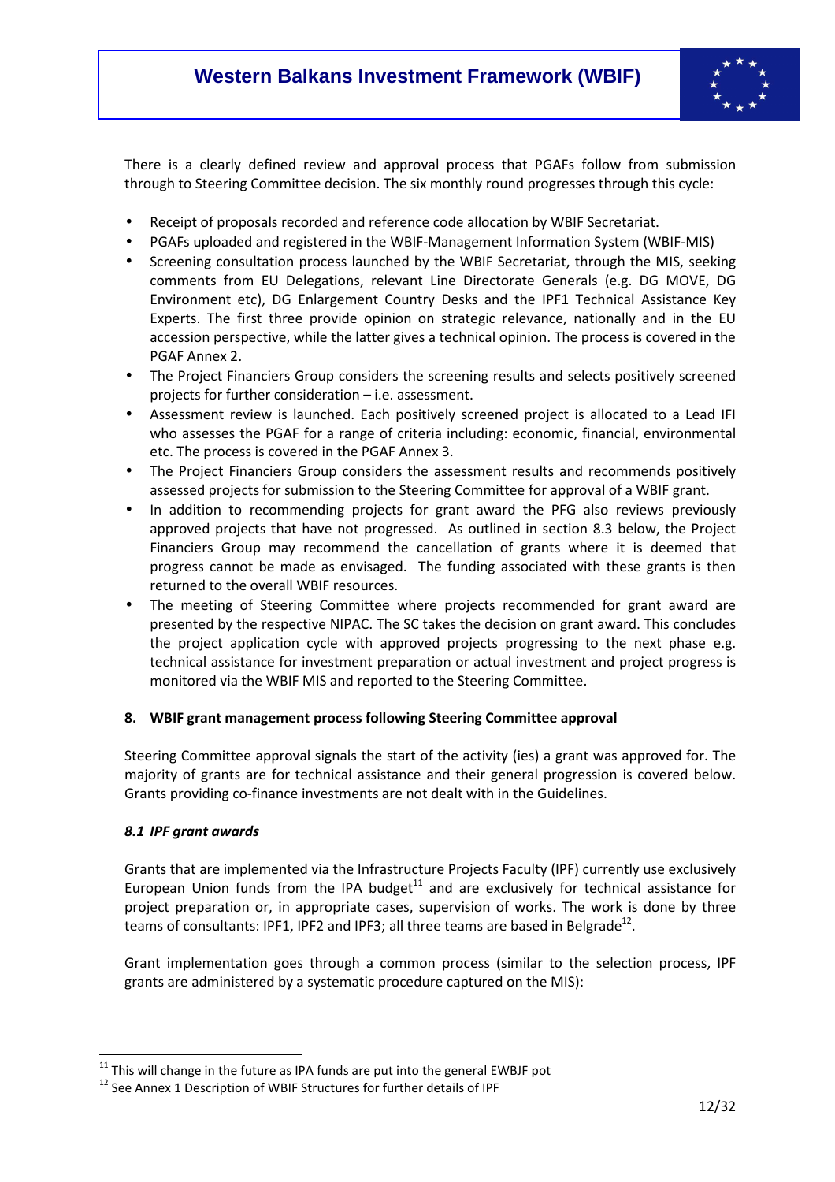There is a clearly defined review and approval process that PGAFs follow from submission through to Steering Committee decision. The six monthly round progresses through this cycle:

- Receipt of proposals recorded and reference code allocation by WBIF Secretariat.
- PGAFs uploaded and registered in the WBIF-Management Information System (WBIF-MIS)
- Screening consultation process launched by the WBIF Secretariat, through the MIS, seeking comments from EU Delegations, relevant Line Directorate Generals (e.g. DG MOVE, DG Environment etc), DG Enlargement Country Desks and the IPF1 Technical Assistance Key Experts. The first three provide opinion on strategic relevance, nationally and in the EU accession perspective, while the latter gives a technical opinion. The process is covered in the PGAF Annex 2.
- The Project Financiers Group considers the screening results and selects positively screened projects for further consideration – i.e. assessment.
- Assessment review is launched. Each positively screened project is allocated to a Lead IFI who assesses the PGAF for a range of criteria including: economic, financial, environmental etc. The process is covered in the PGAF Annex 3.
- The Project Financiers Group considers the assessment results and recommends positively assessed projects for submission to the Steering Committee for approval of a WBIF grant.
- In addition to recommending projects for grant award the PFG also reviews previously approved projects that have not progressed. As outlined in section 8.3 below, the Project Financiers Group may recommend the cancellation of grants where it is deemed that progress cannot be made as envisaged. The funding associated with these grants is then returned to the overall WBIF resources.
- The meeting of Steering Committee where projects recommended for grant award are presented by the respective NIPAC. The SC takes the decision on grant award. This concludes the project application cycle with approved projects progressing to the next phase e.g. technical assistance for investment preparation or actual investment and project progress is monitored via the WBIF MIS and reported to the Steering Committee.

## 8. WBIF grant management process following Steering Committee approval

Steering Committee approval signals the start of the activity (ies) a grant was approved for. The majority of grants are for technical assistance and their general progression is covered below. Grants providing co-finance investments are not dealt with in the Guidelines.

### *8.1 IPF grant awards*

Grants that are implemented via the Infrastructure Projects Faculty (IPF) currently use exclusively European Union funds from the IPA budget[11] and are exclusively for technical assistance for project preparation or, in appropriate cases, supervision of works. The work is done by three teams of consultants: IPF1, IPF2 and IPF3; all three teams are based in Belgrade[12].

Grant implementation goes through a common process (similar to the selection process, IPF grants are administered by a systematic procedure captured on the MIS):

---

[11] This will change in the future as IPA funds are put into the general EWBJF pot

[12] See Annex 1 Description of WBIF Structures for further details of IPF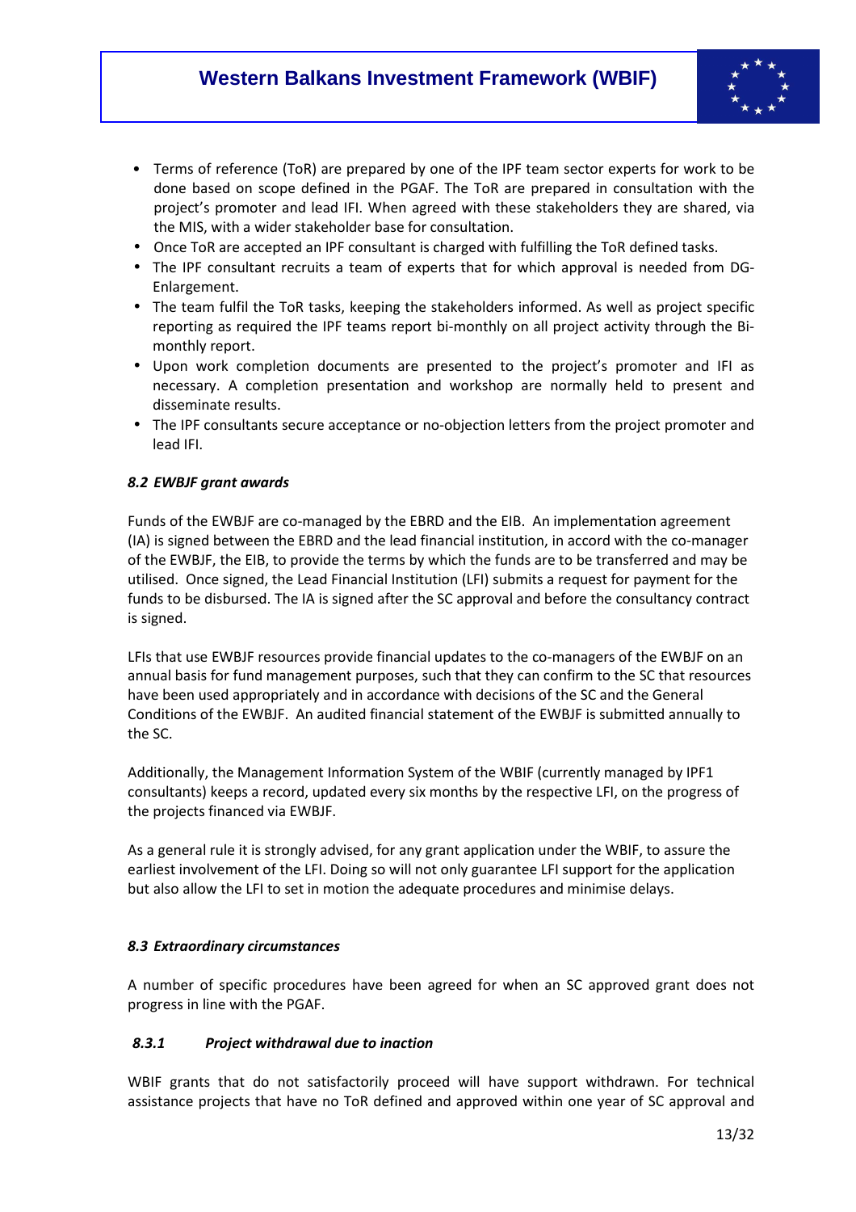- Terms of reference (ToR) are prepared by one of the IPF team sector experts for work to be done based on scope defined in the PGAF. The ToR are prepared in consultation with the project's promoter and lead IFI. When agreed with these stakeholders they are shared, via the MIS, with a wider stakeholder base for consultation.
- Once ToR are accepted an IPF consultant is charged with fulfilling the ToR defined tasks.
- The IPF consultant recruits a team of experts that for which approval is needed from DG-Enlargement.
- The team fulfil the ToR tasks, keeping the stakeholders informed. As well as project specific reporting as required the IPF teams report bi-monthly on all project activity through the Bi-monthly report.
- Upon work completion documents are presented to the project's promoter and IFI as necessary. A completion presentation and workshop are normally held to present and disseminate results.
- The IPF consultants secure acceptance or no-objection letters from the project promoter and lead IFI.

### *8.2 EWBJF grant awards*

Funds of the EWBJF are co-managed by the EBRD and the EIB. An implementation agreement (IA) is signed between the EBRD and the lead financial institution, in accord with the co-manager of the EWBJF, the EIB, to provide the terms by which the funds are to be transferred and may be utilised. Once signed, the Lead Financial Institution (LFI) submits a request for payment for the funds to be disbursed. The IA is signed after the SC approval and before the consultancy contract is signed.

LFIs that use EWBJF resources provide financial updates to the co-managers of the EWBJF on an annual basis for fund management purposes, such that they can confirm to the SC that resources have been used appropriately and in accordance with decisions of the SC and the General Conditions of the EWBJF. An audited financial statement of the EWBJF is submitted annually to the SC.

Additionally, the Management Information System of the WBIF (currently managed by IPF1 consultants) keeps a record, updated every six months by the respective LFI, on the progress of the projects financed via EWBJF.

As a general rule it is strongly advised, for any grant application under the WBIF, to assure the earliest involvement of the LFI. Doing so will not only guarantee LFI support for the application but also allow the LFI to set in motion the adequate procedures and minimise delays.

### *8.3 Extraordinary circumstances*

A number of specific procedures have been agreed for when an SC approved grant does not progress in line with the PGAF.

#### *8.3.1 Project withdrawal due to inaction*

WBIF grants that do not satisfactorily proceed will have support withdrawn. For technical assistance projects that have no ToR defined and approved within one year of SC approval and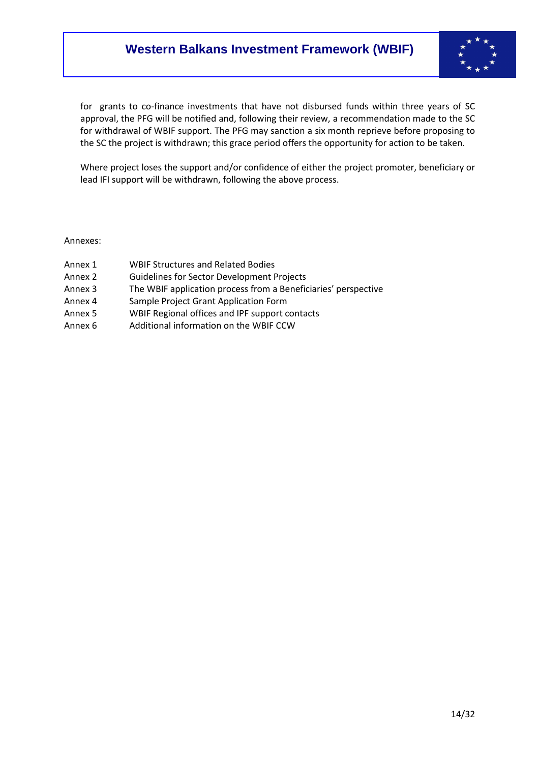for grants to co-finance investments that have not disbursed funds within three years of SC approval, the PFG will be notified and, following their review, a recommendation made to the SC for withdrawal of WBIF support. The PFG may sanction a six month reprieve before proposing to the SC the project is withdrawn; this grace period offers the opportunity for action to be taken.

Where project loses the support and/or confidence of either the project promoter, beneficiary or lead IFI support will be withdrawn, following the above process.

Annexes:

| | |
|---|---|
| Annex 1 | WBIF Structures and Related Bodies |
| Annex 2 | Guidelines for Sector Development Projects |
| Annex 3 | The WBIF application process from a Beneficiaries' perspective |
| Annex 4 | Sample Project Grant Application Form |
| Annex 5 | WBIF Regional offices and IPF support contacts |
| Annex 6 | Additional information on the WBIF CCW |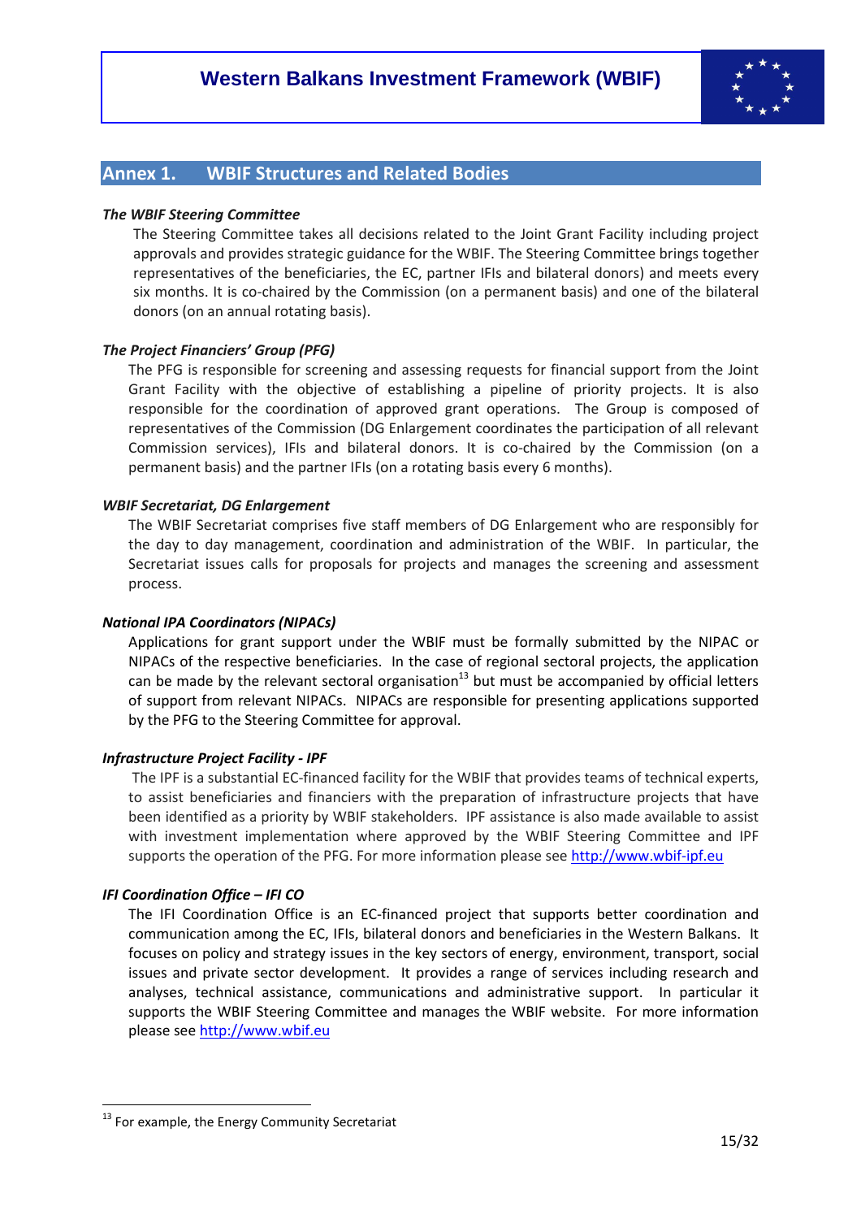## Annex 1. WBIF Structures and Related Bodies

***The WBIF Steering Committee***

The Steering Committee takes all decisions related to the Joint Grant Facility including project approvals and provides strategic guidance for the WBIF. The Steering Committee brings together representatives of the beneficiaries, the EC, partner IFIs and bilateral donors) and meets every six months. It is co-chaired by the Commission (on a permanent basis) and one of the bilateral donors (on an annual rotating basis).

***The Project Financiers' Group (PFG)***

The PFG is responsible for screening and assessing requests for financial support from the Joint Grant Facility with the objective of establishing a pipeline of priority projects. It is also responsible for the coordination of approved grant operations. The Group is composed of representatives of the Commission (DG Enlargement coordinates the participation of all relevant Commission services), IFIs and bilateral donors. It is co-chaired by the Commission (on a permanent basis) and the partner IFIs (on a rotating basis every 6 months).

***WBIF Secretariat, DG Enlargement***

The WBIF Secretariat comprises five staff members of DG Enlargement who are responsibly for the day to day management, coordination and administration of the WBIF. In particular, the Secretariat issues calls for proposals for projects and manages the screening and assessment process.

***National IPA Coordinators (NIPACs)***

Applications for grant support under the WBIF must be formally submitted by the NIPAC or NIPACs of the respective beneficiaries. In the case of regional sectoral projects, the application can be made by the relevant sectoral organisation[13] but must be accompanied by official letters of support from relevant NIPACs. NIPACs are responsible for presenting applications supported by the PFG to the Steering Committee for approval.

***Infrastructure Project Facility - IPF***

The IPF is a substantial EC-financed facility for the WBIF that provides teams of technical experts, to assist beneficiaries and financiers with the preparation of infrastructure projects that have been identified as a priority by WBIF stakeholders. IPF assistance is also made available to assist with investment implementation where approved by the WBIF Steering Committee and IPF supports the operation of the PFG. For more information please see http://www.wbif-ipf.eu

***IFI Coordination Office – IFI CO***

The IFI Coordination Office is an EC-financed project that supports better coordination and communication among the EC, IFIs, bilateral donors and beneficiaries in the Western Balkans. It focuses on policy and strategy issues in the key sectors of energy, environment, transport, social issues and private sector development. It provides a range of services including research and analyses, technical assistance, communications and administrative support. In particular it supports the WBIF Steering Committee and manages the WBIF website. For more information please see http://www.wbif.eu

---

[13] For example, the Energy Community Secretariat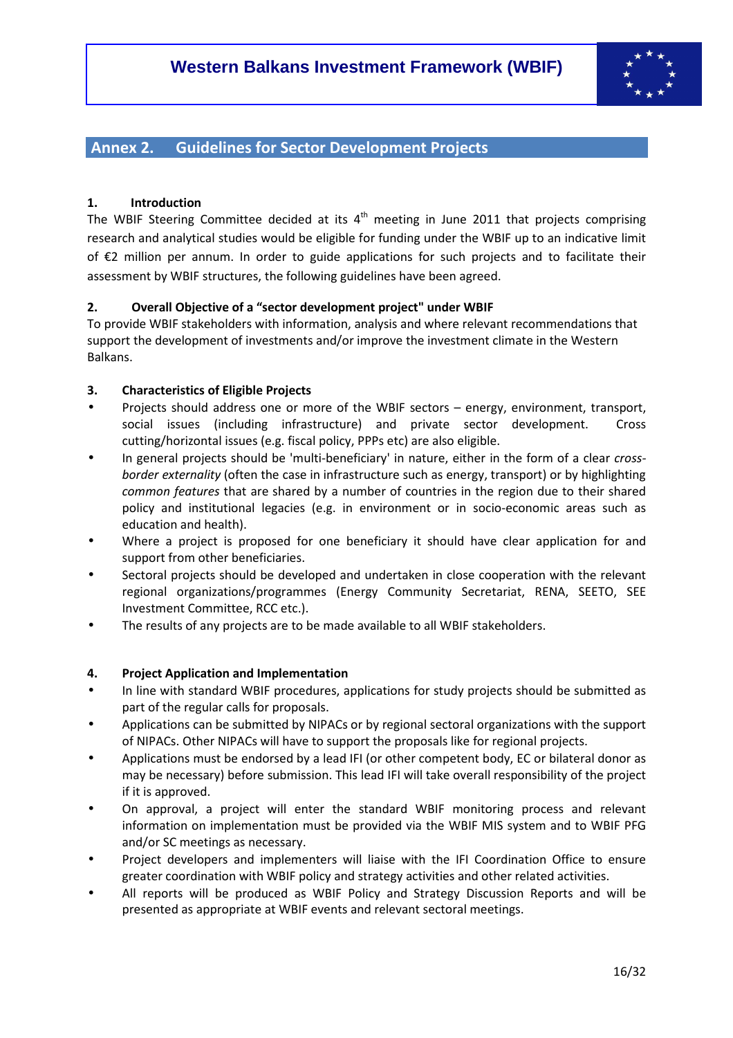## Annex 2. Guidelines for Sector Development Projects

### 1. Introduction

The WBIF Steering Committee decided at its 4th meeting in June 2011 that projects comprising research and analytical studies would be eligible for funding under the WBIF up to an indicative limit of €2 million per annum. In order to guide applications for such projects and to facilitate their assessment by WBIF structures, the following guidelines have been agreed.

### 2. Overall Objective of a "sector development project" under WBIF

To provide WBIF stakeholders with information, analysis and where relevant recommendations that support the development of investments and/or improve the investment climate in the Western Balkans.

### 3. Characteristics of Eligible Projects

- Projects should address one or more of the WBIF sectors – energy, environment, transport, social issues (including infrastructure) and private sector development. Cross cutting/horizontal issues (e.g. fiscal policy, PPPs etc) are also eligible.
- In general projects should be 'multi-beneficiary' in nature, either in the form of a clear *cross-border externality* (often the case in infrastructure such as energy, transport) or by highlighting *common features* that are shared by a number of countries in the region due to their shared policy and institutional legacies (e.g. in environment or in socio-economic areas such as education and health).
- Where a project is proposed for one beneficiary it should have clear application for and support from other beneficiaries.
- Sectoral projects should be developed and undertaken in close cooperation with the relevant regional organizations/programmes (Energy Community Secretariat, RENA, SEETO, SEE Investment Committee, RCC etc.).
- The results of any projects are to be made available to all WBIF stakeholders.

### 4. Project Application and Implementation

- In line with standard WBIF procedures, applications for study projects should be submitted as part of the regular calls for proposals.
- Applications can be submitted by NIPACs or by regional sectoral organizations with the support of NIPACs. Other NIPACs will have to support the proposals like for regional projects.
- Applications must be endorsed by a lead IFI (or other competent body, EC or bilateral donor as may be necessary) before submission. This lead IFI will take overall responsibility of the project if it is approved.
- On approval, a project will enter the standard WBIF monitoring process and relevant information on implementation must be provided via the WBIF MIS system and to WBIF PFG and/or SC meetings as necessary.
- Project developers and implementers will liaise with the IFI Coordination Office to ensure greater coordination with WBIF policy and strategy activities and other related activities.
- All reports will be produced as WBIF Policy and Strategy Discussion Reports and will be presented as appropriate at WBIF events and relevant sectoral meetings.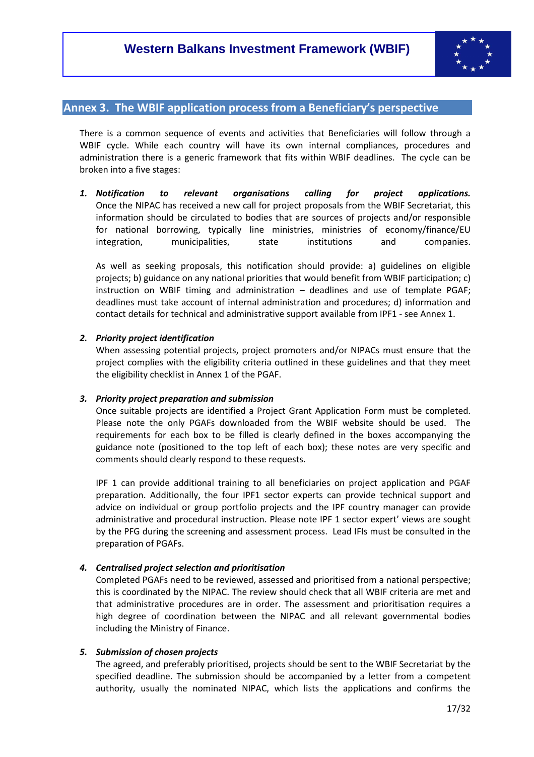## Annex 3. The WBIF application process from a Beneficiary's perspective

There is a common sequence of events and activities that Beneficiaries will follow through a WBIF cycle. While each country will have its own internal compliances, procedures and administration there is a generic framework that fits within WBIF deadlines. The cycle can be broken into a five stages:

1. ***Notification to relevant organisations calling for project applications.*** Once the NIPAC has received a new call for project proposals from the WBIF Secretariat, this information should be circulated to bodies that are sources of projects and/or responsible for national borrowing, typically line ministries, ministries of economy/finance/EU integration, municipalities, state institutions and companies.

   As well as seeking proposals, this notification should provide: a) guidelines on eligible projects; b) guidance on any national priorities that would benefit from WBIF participation; c) instruction on WBIF timing and administration – deadlines and use of template PGAF; deadlines must take account of internal administration and procedures; d) information and contact details for technical and administrative support available from IPF1 - see Annex 1.

2. ***Priority project identification***
   When assessing potential projects, project promoters and/or NIPACs must ensure that the project complies with the eligibility criteria outlined in these guidelines and that they meet the eligibility checklist in Annex 1 of the PGAF.

3. ***Priority project preparation and submission***
   Once suitable projects are identified a Project Grant Application Form must be completed. Please note the only PGAFs downloaded from the WBIF website should be used. The requirements for each box to be filled is clearly defined in the boxes accompanying the guidance note (positioned to the top left of each box); these notes are very specific and comments should clearly respond to these requests.

   IPF 1 can provide additional training to all beneficiaries on project application and PGAF preparation. Additionally, the four IPF1 sector experts can provide technical support and advice on individual or group portfolio projects and the IPF country manager can provide administrative and procedural instruction. Please note IPF 1 sector expert' views are sought by the PFG during the screening and assessment process. Lead IFIs must be consulted in the preparation of PGAFs.

4. ***Centralised project selection and prioritisation***
   Completed PGAFs need to be reviewed, assessed and prioritised from a national perspective; this is coordinated by the NIPAC. The review should check that all WBIF criteria are met and that administrative procedures are in order. The assessment and prioritisation requires a high degree of coordination between the NIPAC and all relevant governmental bodies including the Ministry of Finance.

5. ***Submission of chosen projects***
   The agreed, and preferably prioritised, projects should be sent to the WBIF Secretariat by the specified deadline. The submission should be accompanied by a letter from a competent authority, usually the nominated NIPAC, which lists the applications and confirms the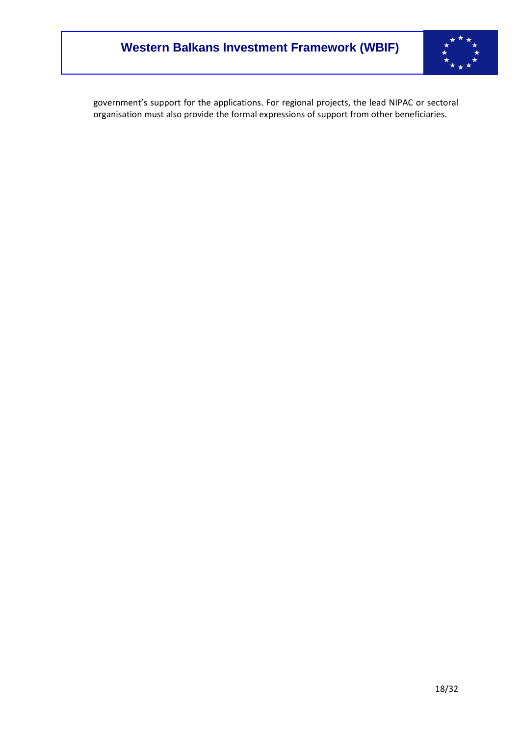government's support for the applications. For regional projects, the lead NIPAC or sectoral organisation must also provide the formal expressions of support from other beneficiaries.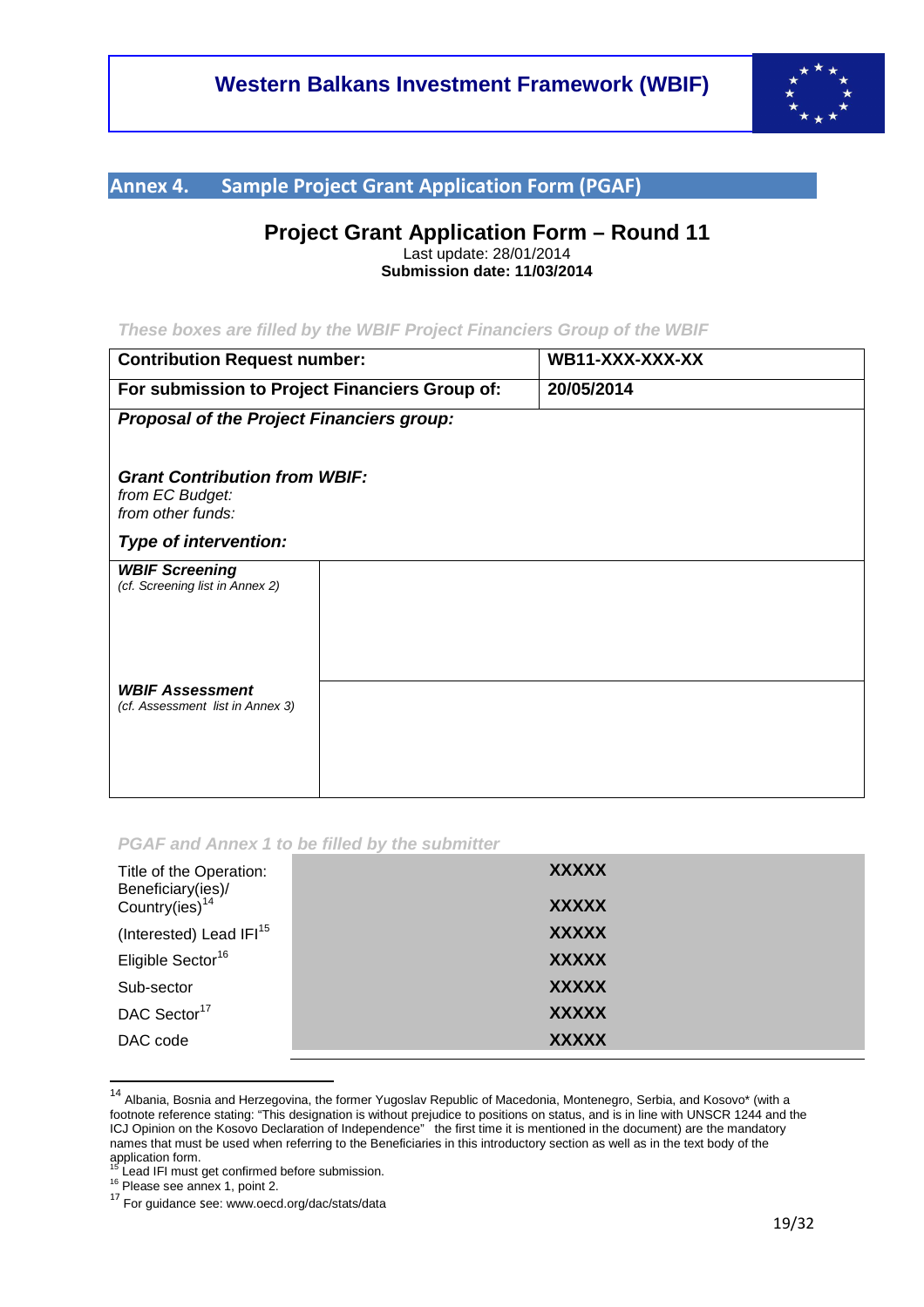## Annex 4. Sample Project Grant Application Form (PGAF)

### Project Grant Application Form – Round 11

Last update: 28/01/2014

**Submission date: 11/03/2014**

***These boxes are filled by the WBIF Project Financiers Group of the WBIF***

| **Contribution Request number:** | **WB11-XXX-XXX-XX** |
|---|---|
| **For submission to Project Financiers Group of:** | **20/05/2014** |
| ***Proposal of the Project Financiers group:*** <br><br> ***Grant Contribution from WBIF:*** <br> *from EC Budget:* <br> *from other funds:* <br><br> ***Type of intervention:*** | |
| ***WBIF Screening*** <br> *(cf. Screening list in Annex 2)* | |
| ***WBIF Assessment*** <br> *(cf. Assessment list in Annex 3)* | |

***PGAF and Annex 1 to be filled by the submitter***

| | |
|---|---|
| Title of the Operation: | **XXXXX** |
| Beneficiary(ies)/ Country(ies)[14] | **XXXXX** |
| (Interested) Lead IFI[15] | **XXXXX** |
| Eligible Sector[16] | **XXXXX** |
| Sub-sector | **XXXXX** |
| DAC Sector[17] | **XXXXX** |
| DAC code | **XXXXX** |

---

[14] Albania, Bosnia and Herzegovina, the former Yugoslav Republic of Macedonia, Montenegro, Serbia, and Kosovo* (with a footnote reference stating: "This designation is without prejudice to positions on status, and is in line with UNSCR 1244 and the ICJ Opinion on the Kosovo Declaration of Independence" the first time it is mentioned in the document) are the mandatory names that must be used when referring to the Beneficiaries in this introductory section as well as in the text body of the application form.

[15] Lead IFI must get confirmed before submission.

[16] Please see annex 1, point 2.

[17] For guidance see: www.oecd.org/dac/stats/data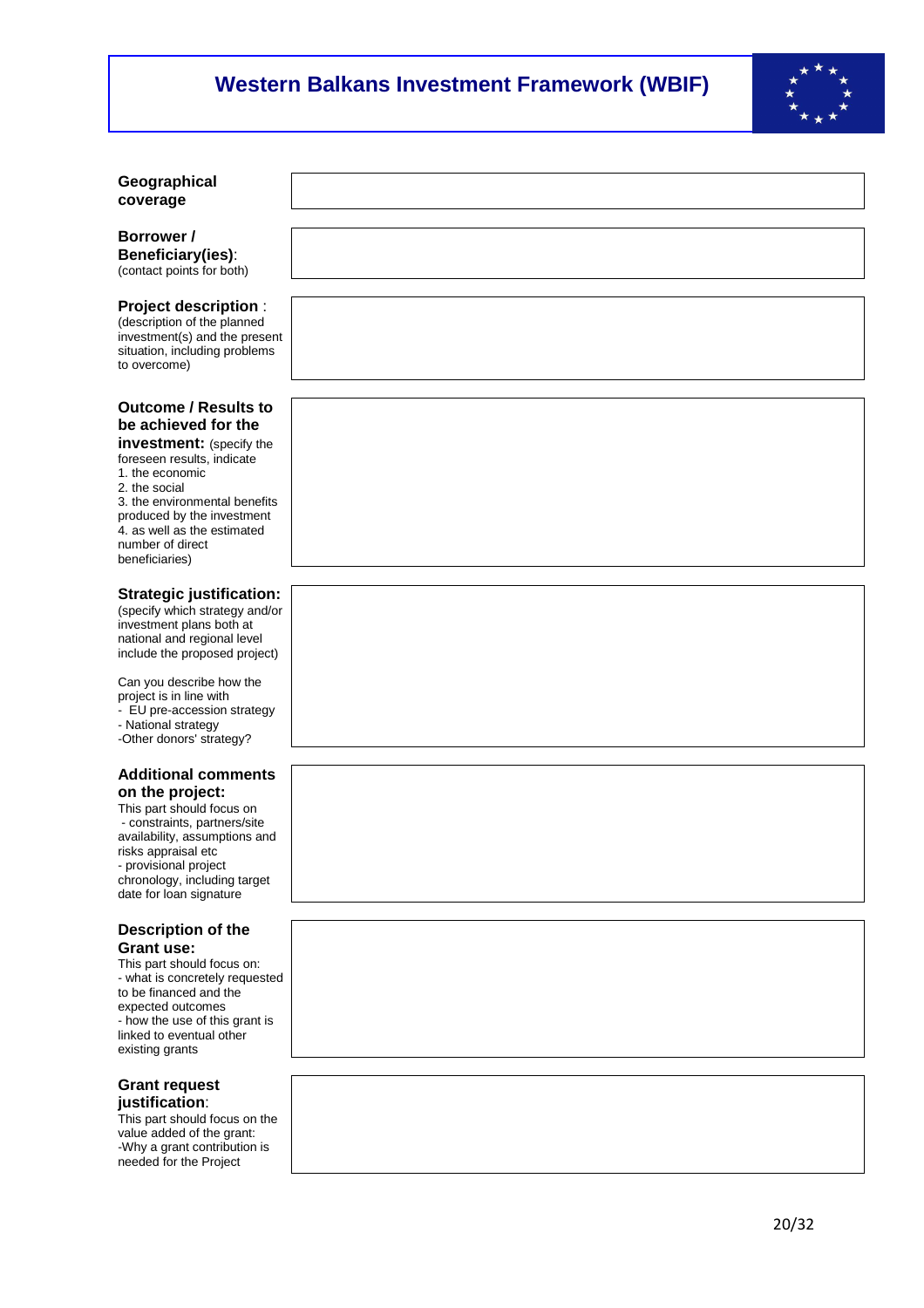# Western Balkans Investment Framework (WBIF)

| | |
|---|---|
| **Geographical coverage** | |
| **Borrower / Beneficiary(ies)**: (contact points for both) | |
| **Project description** : (description of the planned investment(s) and the present situation, including problems to overcome) | |
| **Outcome / Results to be achieved for the investment:** (specify the foreseen results, indicate 1. the economic 2. the social 3. the environmental benefits produced by the investment 4. as well as the estimated number of direct beneficiaries) | |
| **Strategic justification:** (specify which strategy and/or investment plans both at national and regional level include the proposed project) Can you describe how the project is in line with - EU pre-accession strategy - National strategy -Other donors' strategy? | |
| **Additional comments on the project:** This part should focus on - constraints, partners/site availability, assumptions and risks appraisal etc - provisional project chronology, including target date for loan signature | |
| **Description of the Grant use:** This part should focus on: - what is concretely requested to be financed and the expected outcomes - how the use of this grant is linked to eventual other existing grants | |
| **Grant request justification**: This part should focus on the value added of the grant: -Why a grant contribution is needed for the Project | |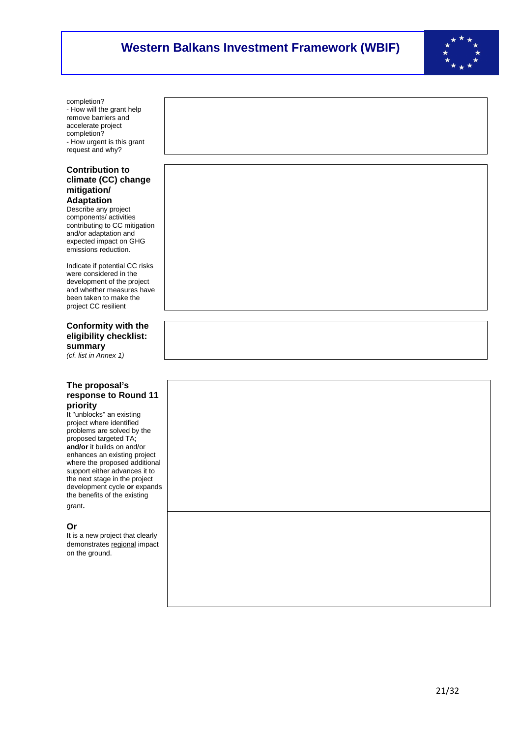| | |
|---|---|
| completion?<br>- How will the grant help remove barriers and accelerate project completion?<br>- How urgent is this grant request and why? | |
| **Contribution to climate (CC) change mitigation/ Adaptation**<br>Describe any project components/ activities contributing to CC mitigation and/or adaptation and expected impact on GHG emissions reduction.<br><br>Indicate if potential CC risks were considered in the development of the project and whether measures have been taken to make the project CC resilient | |
| **Conformity with the eligibility checklist: summary**<br>*(cf. list in Annex 1)* | |
| **The proposal's response to Round 11 priority**<br>It "unblocks" an existing project where identified problems are solved by the proposed targeted TA; **and/or** it builds on and/or enhances an existing project where the proposed additional support either advances it to the next stage in the project development cycle **or** expands the benefits of the existing grant**.** | |
| **Or**<br>It is a new project that clearly demonstrates <u>regional</u> impact on the ground. | |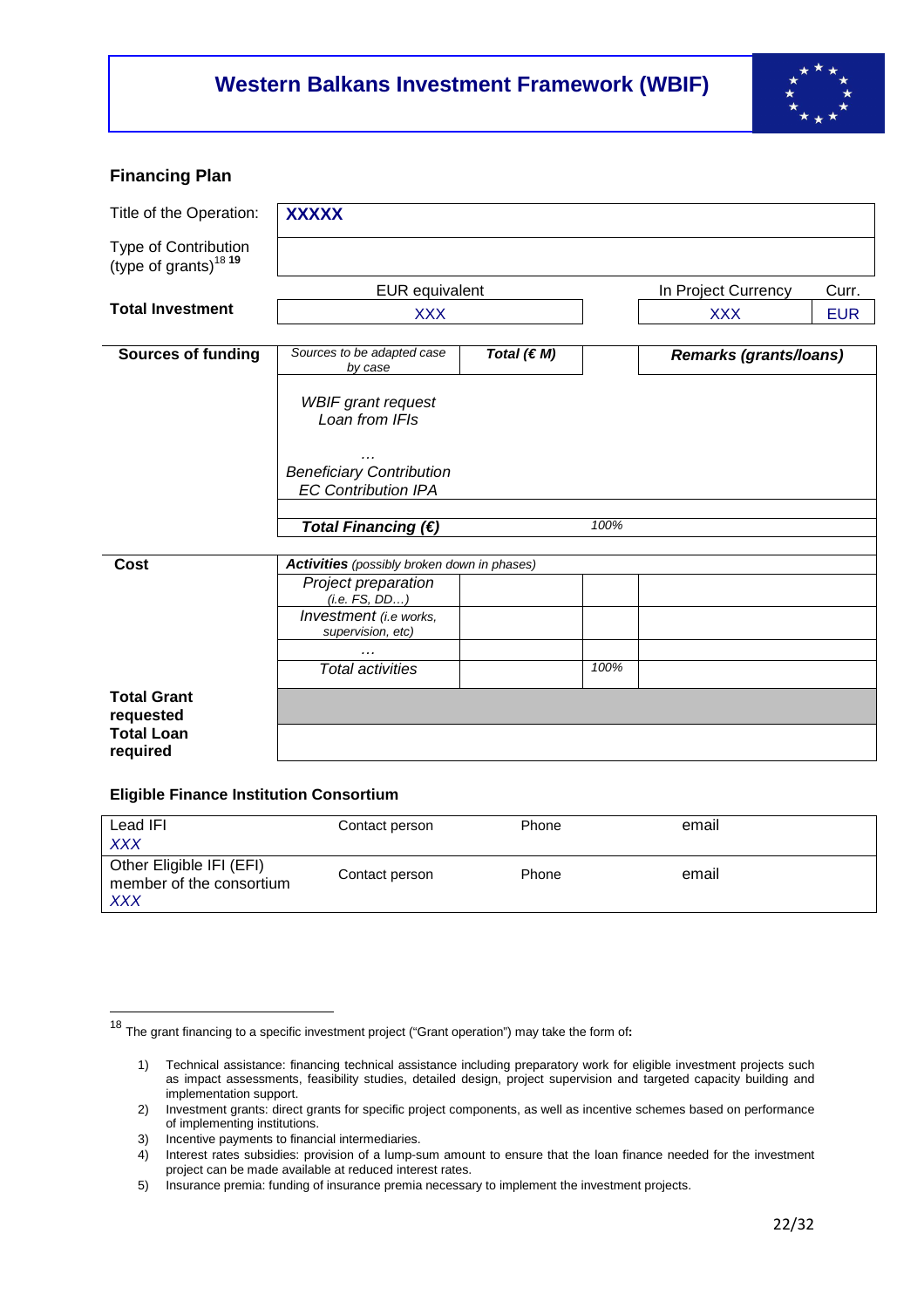## Western Balkans Investment Framework (WBIF)

### Financing Plan

| | | | | | |
|---|---|---|---|---|---|
| Title of the Operation: | **XXXXX** | | | | |
| Type of Contribution (type of grants)[18] [19] | | | | | |
| | EUR equivalent | | | In Project Currency | Curr. |
| **Total Investment** | XXX | | | XXX | EUR |
| **Sources of funding** | *Sources to be adapted case by case* | ***Total (€ M)*** | | ***Remarks (grants/loans)*** | |
| | *WBIF grant request*<br>*Loan from IFIs*<br>*…*<br>*Beneficiary Contribution*<br>*EC Contribution IPA* | | | | |
| | | | | | |
| | ***Total Financing (€)*** | | *100%* | | |
| **Cost** | ***Activities*** *(possibly broken down in phases)* | | | | |
| | *Project preparation (i.e. FS, DD…)* | | | | |
| | *Investment (i.e works, supervision, etc)* | | | | |
| | *…* | | | | |
| | *Total activities* | | *100%* | | |
| **Total Grant requested** | | | | | |
| **Total Loan required** | | | | | |

### Eligible Finance Institution Consortium

| | | | |
|---|---|---|---|
| Lead IFI<br>*XXX* | Contact person | Phone | email |
| Other Eligible IFI (EFI) member of the consortium<br>*XXX* | Contact person | Phone | email |

---

[18] The grant financing to a specific investment project ("Grant operation") may take the form of**:**

1) Technical assistance: financing technical assistance including preparatory work for eligible investment projects such as impact assessments, feasibility studies, detailed design, project supervision and targeted capacity building and implementation support.
2) Investment grants: direct grants for specific project components, as well as incentive schemes based on performance of implementing institutions.
3) Incentive payments to financial intermediaries.
4) Interest rates subsidies: provision of a lump-sum amount to ensure that the loan finance needed for the investment project can be made available at reduced interest rates.
5) Insurance premia: funding of insurance premia necessary to implement the investment projects.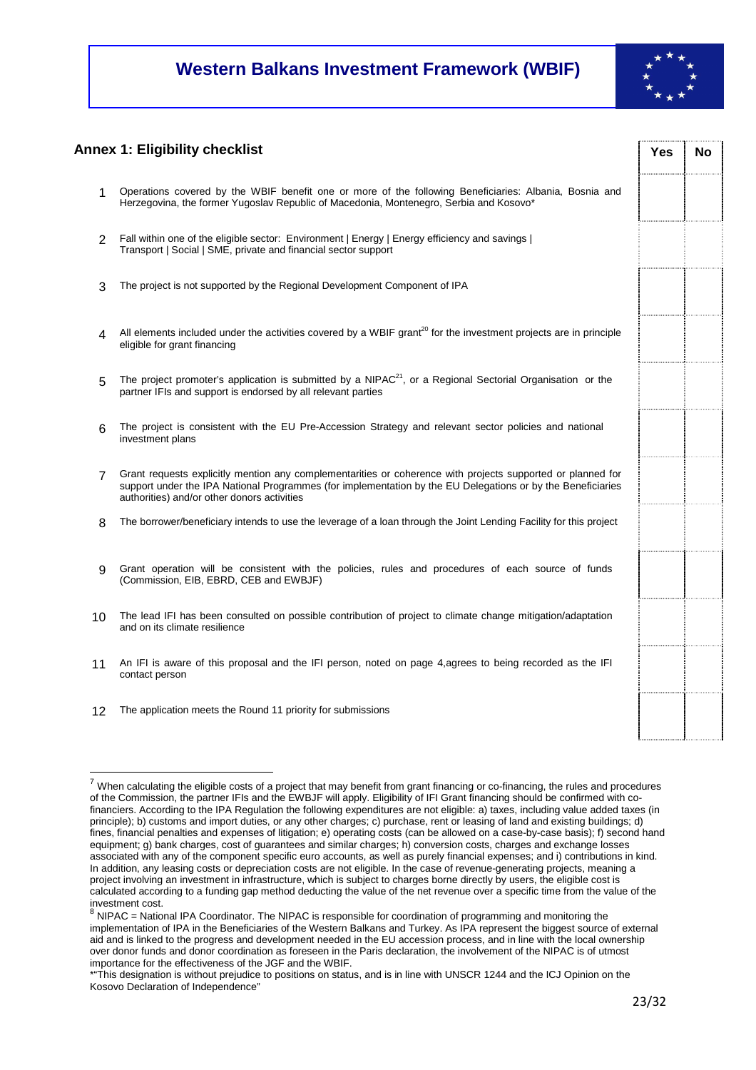## Annex 1: Eligibility checklist

| | | Yes | No |
|---|---|---|---|
| 1 | Operations covered by the WBIF benefit one or more of the following Beneficiaries: Albania, Bosnia and Herzegovina, the former Yugoslav Republic of Macedonia, Montenegro, Serbia and Kosovo* | | |
| 2 | Fall within one of the eligible sector: Environment \| Energy \| Energy efficiency and savings \| Transport \| Social \| SME, private and financial sector support | | |
| 3 | The project is not supported by the Regional Development Component of IPA | | |
| 4 | All elements included under the activities covered by a WBIF grant[20] for the investment projects are in principle eligible for grant financing | | |
| 5 | The project promoter's application is submitted by a NIPAC[21], or a Regional Sectorial Organisation or the partner IFIs and support is endorsed by all relevant parties | | |
| 6 | The project is consistent with the EU Pre-Accession Strategy and relevant sector policies and national investment plans | | |
| 7 | Grant requests explicitly mention any complementarities or coherence with projects supported or planned for support under the IPA National Programmes (for implementation by the EU Delegations or by the Beneficiaries authorities) and/or other donors activities | | |
| 8 | The borrower/beneficiary intends to use the leverage of a loan through the Joint Lending Facility for this project | | |
| 9 | Grant operation will be consistent with the policies, rules and procedures of each source of funds (Commission, EIB, EBRD, CEB and EWBJF) | | |
| 10 | The lead IFI has been consulted on possible contribution of project to climate change mitigation/adaptation and on its climate resilience | | |
| 11 | An IFI is aware of this proposal and the IFI person, noted on page 4,agrees to being recorded as the IFI contact person | | |
| 12 | The application meets the Round 11 priority for submissions | | |

---

[7] When calculating the eligible costs of a project that may benefit from grant financing or co-financing, the rules and procedures of the Commission, the partner IFIs and the EWBJF will apply. Eligibility of IFI Grant financing should be confirmed with co-financiers. According to the IPA Regulation the following expenditures are not eligible: a) taxes, including value added taxes (in principle); b) customs and import duties, or any other charges; c) purchase, rent or leasing of land and existing buildings; d) fines, financial penalties and expenses of litigation; e) operating costs (can be allowed on a case-by-case basis); f) second hand equipment; g) bank charges, cost of guarantees and similar charges; h) conversion costs, charges and exchange losses associated with any of the component specific euro accounts, as well as purely financial expenses; and i) contributions in kind. In addition, any leasing costs or depreciation costs are not eligible. In the case of revenue-generating projects, meaning a project involving an investment in infrastructure, which is subject to charges borne directly by users, the eligible cost is calculated according to a funding gap method deducting the value of the net revenue over a specific time from the value of the investment cost.

[8] NIPAC = National IPA Coordinator. The NIPAC is responsible for coordination of programming and monitoring the implementation of IPA in the Beneficiaries of the Western Balkans and Turkey. As IPA represent the biggest source of external aid and is linked to the progress and development needed in the EU accession process, and in line with the local ownership over donor funds and donor coordination as foreseen in the Paris declaration, the involvement of the NIPAC is of utmost importance for the effectiveness of the JGF and the WBIF.

*"This designation is without prejudice to positions on status, and is in line with UNSCR 1244 and the ICJ Opinion on the Kosovo Declaration of Independence"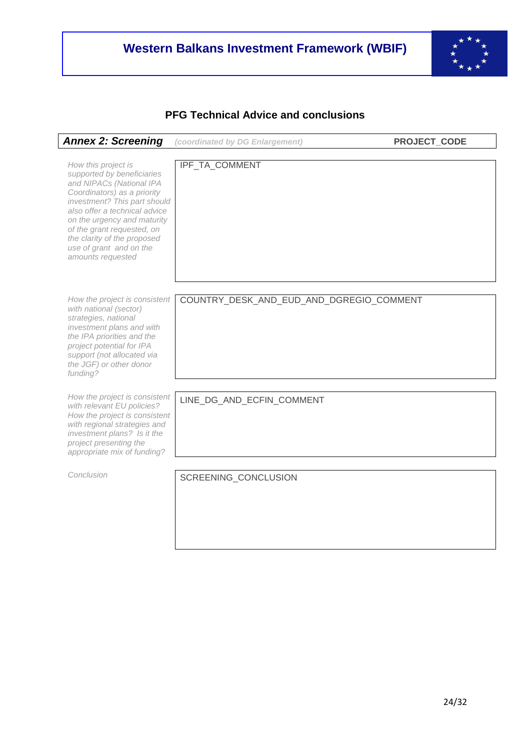# Western Balkans Investment Framework (WBIF)

## PFG Technical Advice and conclusions

| ***Annex 2: Screening*** *(coordinated by DG Enlargement)* | **PROJECT_CODE** |
|---|---|
| *How this project is supported by beneficiaries and NIPACs (National IPA Coordinators) as a priority investment? This part should also offer a technical advice on the urgency and maturity of the grant requested, on the clarity of the proposed use of grant and on the amounts requested* | IPF_TA_COMMENT |
| *How the project is consistent with national (sector) strategies, national investment plans and with the IPA priorities and the project potential for IPA support (not allocated via the JGF) or other donor funding?* | COUNTRY_DESK_AND_EUD_AND_DGREGIO_COMMENT |
| *How the project is consistent with relevant EU policies? How the project is consistent with regional strategies and investment plans? Is it the project presenting the appropriate mix of funding?* | LINE_DG_AND_ECFIN_COMMENT |
| *Conclusion* | SCREENING_CONCLUSION |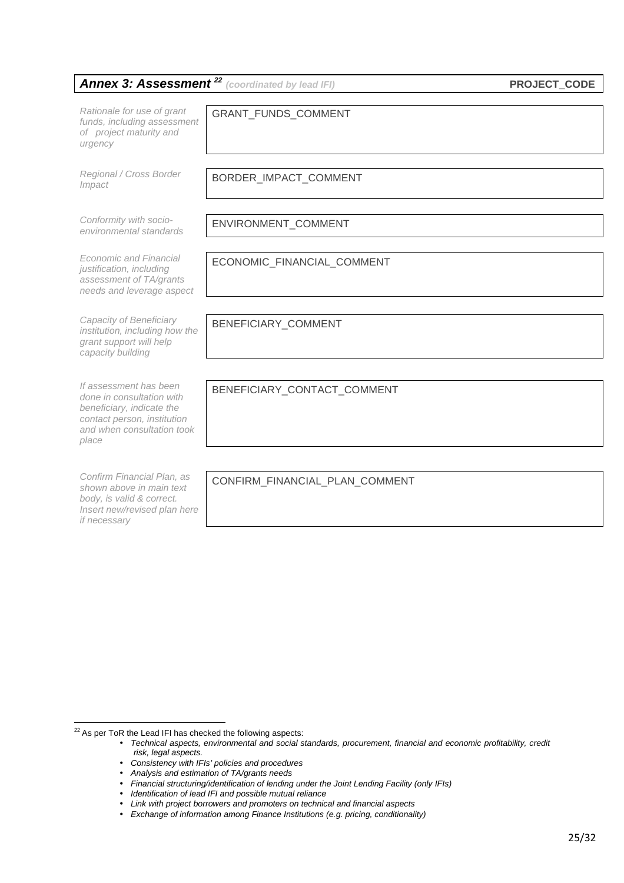## ***Annex 3: Assessment***[22] *(coordinated by lead IFI)* **PROJECT_CODE**

| | |
|---|---|
| *Rationale for use of grant funds, including assessment of project maturity and urgency* | GRANT_FUNDS_COMMENT |
| *Regional / Cross Border Impact* | BORDER_IMPACT_COMMENT |
| *Conformity with socio-environmental standards* | ENVIRONMENT_COMMENT |
| *Economic and Financial justification, including assessment of TA/grants needs and leverage aspect* | ECONOMIC_FINANCIAL_COMMENT |
| *Capacity of Beneficiary institution, including how the grant support will help capacity building* | BENEFICIARY_COMMENT |
| *If assessment has been done in consultation with beneficiary, indicate the contact person, institution and when consultation took place* | BENEFICIARY_CONTACT_COMMENT |
| *Confirm Financial Plan, as shown above in main text body, is valid & correct. Insert new/revised plan here if necessary* | CONFIRM_FINANCIAL_PLAN_COMMENT |

---

[22] As per ToR the Lead IFI has checked the following aspects:

- *Technical aspects, environmental and social standards, procurement, financial and economic profitability, credit risk, legal aspects.*
- *Consistency with IFIs' policies and procedures*
- *Analysis and estimation of TA/grants needs*
- *Financial structuring/identification of lending under the Joint Lending Facility (only IFIs)*
- *Identification of lead IFI and possible mutual reliance*
- *Link with project borrowers and promoters on technical and financial aspects*
- *Exchange of information among Finance Institutions (e.g. pricing, conditionality)*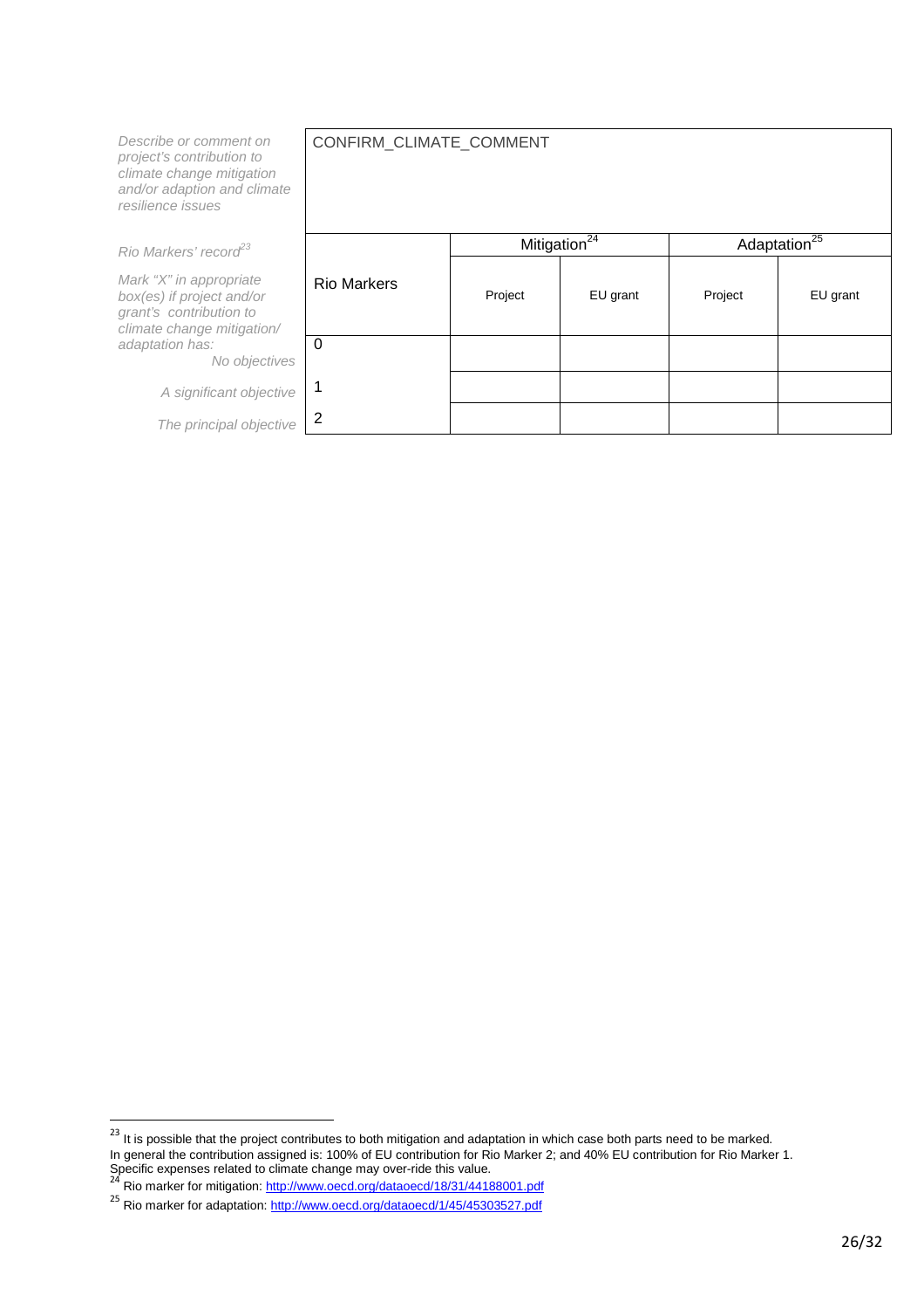| *Describe or comment on project's contribution to climate change mitigation and/or adaption and climate resilience issues* | CONFIRM_CLIMATE_COMMENT | | | |
|---|---|---|---|---|

*Rio Markers' record*[23]

*Mark "X" in appropriate box(es) if project and/or grant's contribution to climate change mitigation/ adaptation has:*

| | | Mitigation[24] | | Adaptation[25] | |
|---|---|---|---|---|---|
| | Rio Markers | Project | EU grant | Project | EU grant |
| *No objectives* | 0 | | | | |
| *A significant objective* | 1 | | | | |
| *The principal objective* | 2 | | | | |

---

[23] It is possible that the project contributes to both mitigation and adaptation in which case both parts need to be marked. In general the contribution assigned is: 100% of EU contribution for Rio Marker 2; and 40% EU contribution for Rio Marker 1. Specific expenses related to climate change may over-ride this value.

[24] Rio marker for mitigation: http://www.oecd.org/dataoecd/18/31/44188001.pdf

[25] Rio marker for adaptation: http://www.oecd.org/dataoecd/1/45/45303527.pdf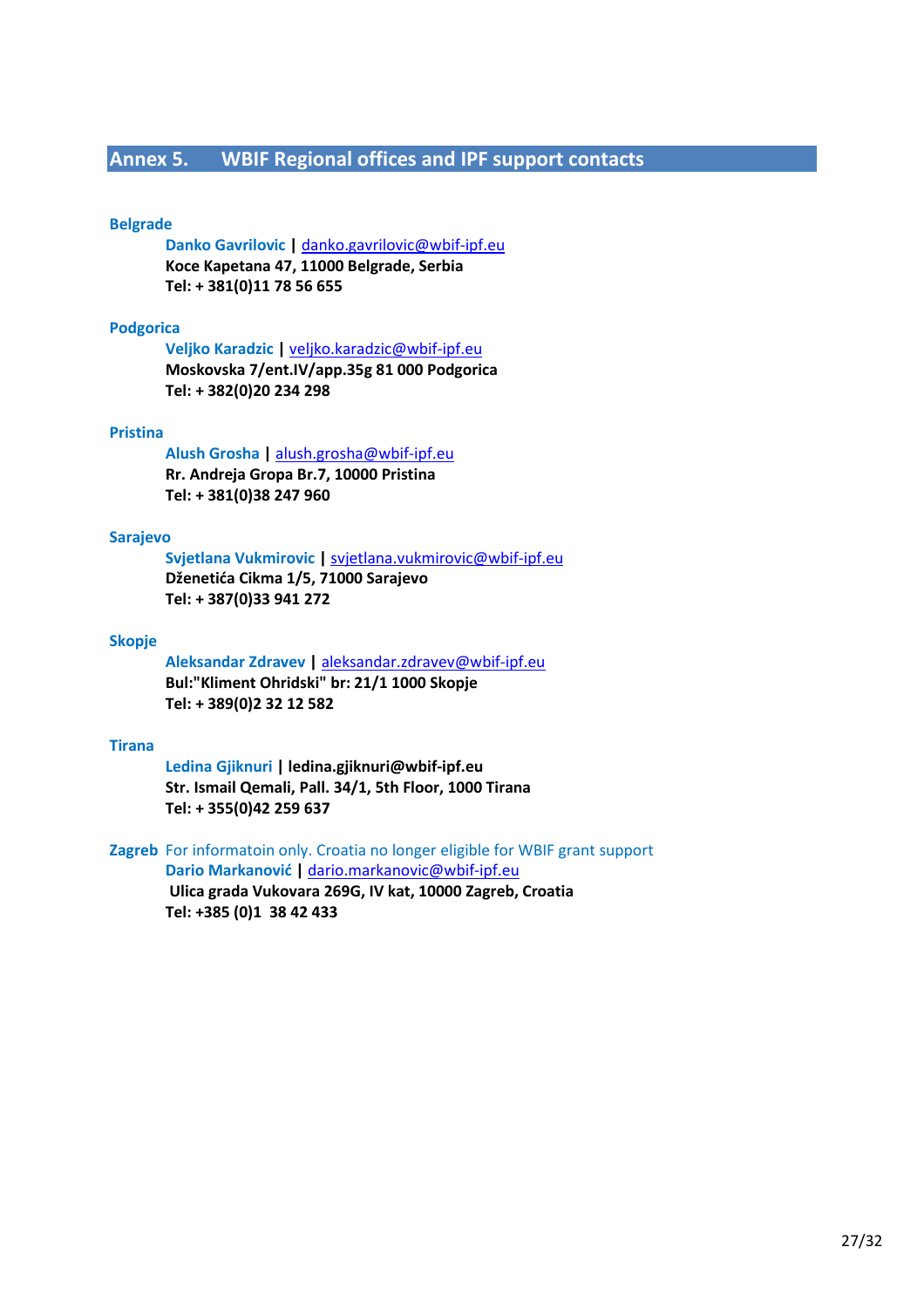## Annex 5. WBIF Regional offices and IPF support contacts

**Belgrade**

**Danko Gavrilovic** | danko.gavrilovic@wbif-ipf.eu
**Koce Kapetana 47, 11000 Belgrade, Serbia**
**Tel: + 381(0)11 78 56 655**

**Podgorica**

**Veljko Karadzic** | veljko.karadzic@wbif-ipf.eu
**Moskovska 7/ent.IV/app.35g 81 000 Podgorica**
**Tel: + 382(0)20 234 298**

**Pristina**

**Alush Grosha** | alush.grosha@wbif-ipf.eu
**Rr. Andreja Gropa Br.7, 10000 Pristina**
**Tel: + 381(0)38 247 960**

**Sarajevo**

**Svjetlana Vukmirovic** | svjetlana.vukmirovic@wbif-ipf.eu
**Dženetića Cikma 1/5, 71000 Sarajevo**
**Tel: + 387(0)33 941 272**

**Skopje**

**Aleksandar Zdravev** | aleksandar.zdravev@wbif-ipf.eu
**Bul:"Kliment Ohridski" br: 21/1 1000 Skopje**
**Tel: + 389(0)2 32 12 582**

**Tirana**

**Ledina Gjiknuri** | **ledina.gjiknuri@wbif-ipf.eu**
**Str. Ismail Qemali, Pall. 34/1, 5th Floor, 1000 Tirana**
**Tel: + 355(0)42 259 637**

**Zagreb** For informatoin only. Croatia no longer eligible for WBIF grant support

**Dario Markanović** | dario.markanovic@wbif-ipf.eu
**Ulica grada Vukovara 269G, IV kat, 10000 Zagreb, Croatia**
**Tel: +385 (0)1 38 42 433**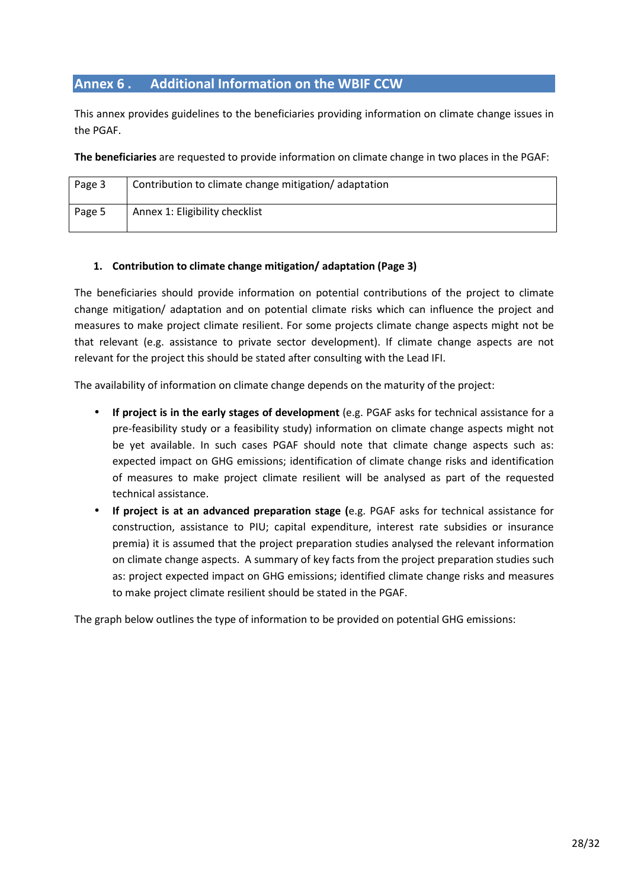## Annex 6 . Additional Information on the WBIF CCW

This annex provides guidelines to the beneficiaries providing information on climate change issues in the PGAF.

**The beneficiaries** are requested to provide information on climate change in two places in the PGAF:

| Page 3 | Contribution to climate change mitigation/ adaptation |
|---|---|
| Page 5 | Annex 1: Eligibility checklist |

1. **Contribution to climate change mitigation/ adaptation (Page 3)**

The beneficiaries should provide information on potential contributions of the project to climate change mitigation/ adaptation and on potential climate risks which can influence the project and measures to make project climate resilient. For some projects climate change aspects might not be that relevant (e.g. assistance to private sector development). If climate change aspects are not relevant for the project this should be stated after consulting with the Lead IFI.

The availability of information on climate change depends on the maturity of the project:

- **If project is in the early stages of development** (e.g. PGAF asks for technical assistance for a pre-feasibility study or a feasibility study) information on climate change aspects might not be yet available. In such cases PGAF should note that climate change aspects such as: expected impact on GHG emissions; identification of climate change risks and identification of measures to make project climate resilient will be analysed as part of the requested technical assistance.
- **If project is at an advanced preparation stage (**e.g. PGAF asks for technical assistance for construction, assistance to PIU; capital expenditure, interest rate subsidies or insurance premia) it is assumed that the project preparation studies analysed the relevant information on climate change aspects. A summary of key facts from the project preparation studies such as: project expected impact on GHG emissions; identified climate change risks and measures to make project climate resilient should be stated in the PGAF.

The graph below outlines the type of information to be provided on potential GHG emissions: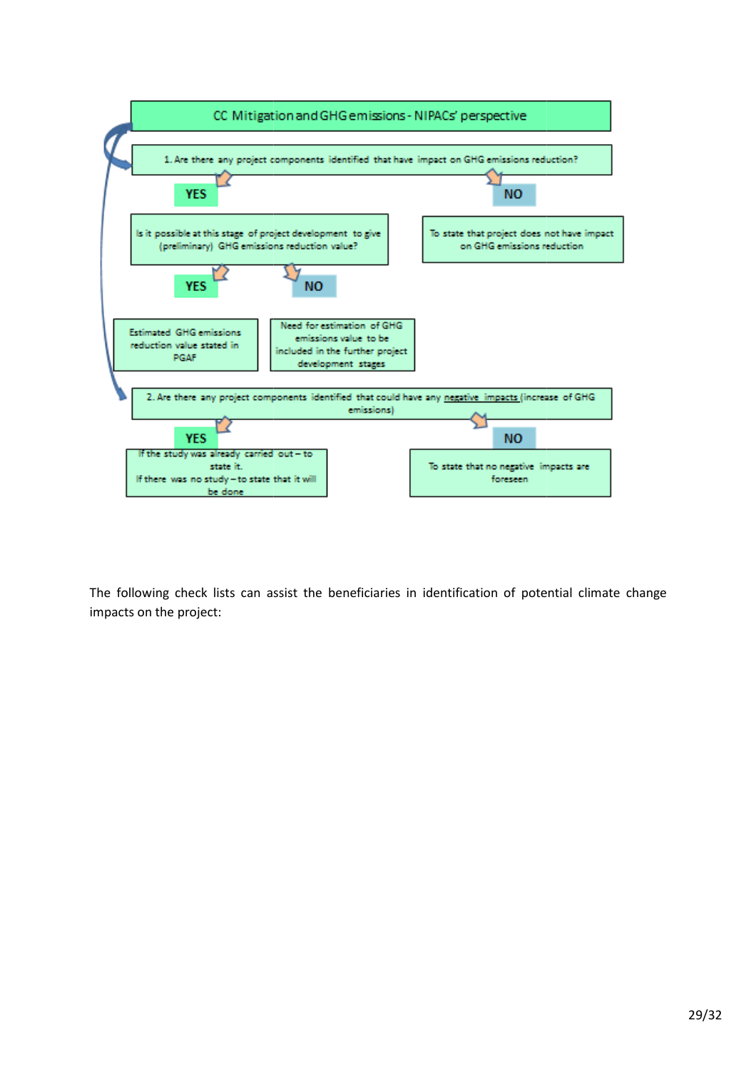**CC Mitigation and GHG emissions - NIPACs' perspective**

1. Are there any project components identified that have impact on GHG emissions reduction?

- **YES** → Is it possible at this stage of project development to give (preliminary) GHG emissions reduction value?
  - **YES** → Estimated GHG emissions reduction value stated in PGAF
  - **NO** → Need for estimation of GHG emissions value to be included in the further project development stages
- **NO** → To state that project does not have impact on GHG emissions reduction

2. Are there any project components identified that could have any negative impacts (increase of GHG emissions)

- **YES** → If the study was already carried out – to state it. If there was no study – to state that it will be done
- **NO** → To state that no negative impacts are foreseen

The following check lists can assist the beneficiaries in identification of potential climate change impacts on the project: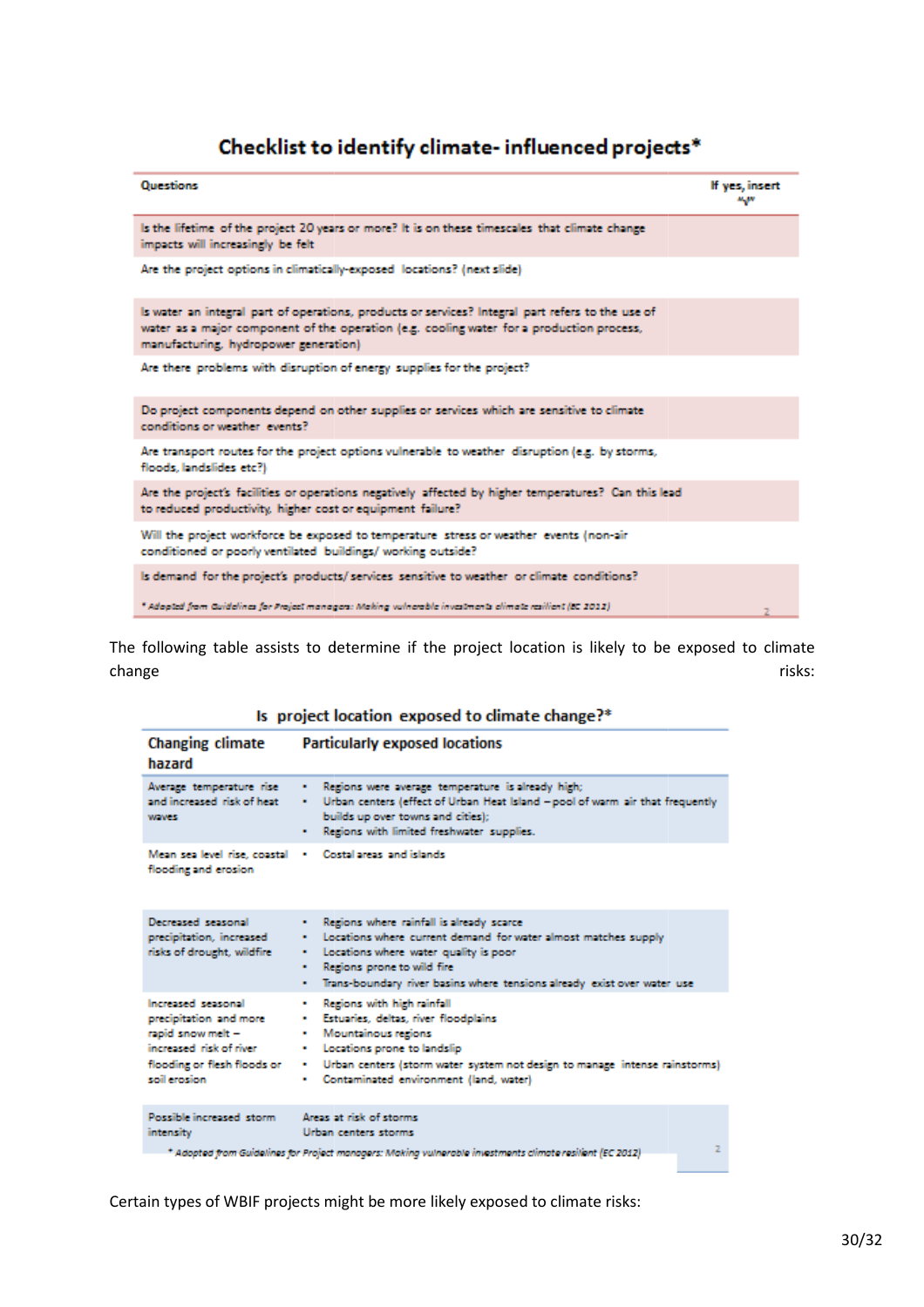## Checklist to identify climate- influenced projects*

| Questions | If yes, insert "√" |
|---|---|
| Is the lifetime of the project 20 years or more? It is on these timescales that climate change impacts will increasingly be felt | |
| Are the project options in climatically-exposed locations? (next slide) | |
| Is water an integral part of operations, products or services? Integral part refers to the use of water as a major component of the operation (e.g. cooling water for a production process, manufacturing, hydropower generation) | |
| Are there problems with disruption of energy supplies for the project? | |
| Do project components depend on other supplies or services which are sensitive to climate conditions or weather events? | |
| Are transport routes for the project options vulnerable to weather disruption (e.g. by storms, floods, landslides etc?) | |
| Are the project's facilities or operations negatively affected by higher temperatures? Can this lead to reduced productivity, higher cost or equipment failure? | |
| Will the project workforce be exposed to temperature stress or weather events (non-air conditioned or poorly ventilated buildings/ working outside? | |
| Is demand for the project's products/ services sensitive to weather or climate conditions? | |

*\* Adapted from Guidelines for Project managers: Making vulnerable investments climate resilient (EC 2012)*

The following table assists to determine if the project location is likely to be exposed to climate change risks:

## Is project location exposed to climate change?*

| Changing climate hazard | Particularly exposed locations |
|---|---|
| Average temperature rise and increased risk of heat waves | • Regions were average temperature is already high;<br>• Urban centers (effect of Urban Heat Island – pool of warm air that frequently builds up over towns and cities);<br>• Regions with limited freshwater supplies. |
| Mean sea level rise, coastal flooding and erosion | • Costal areas and islands |
| Decreased seasonal precipitation, increased risks of drought, wildfire | • Regions where rainfall is already scarce<br>• Locations where current demand for water almost matches supply<br>• Locations where water quality is poor<br>• Regions prone to wild fire<br>• Trans-boundary river basins where tensions already exist over water use |
| Increased seasonal precipitation and more rapid snow melt – increased risk of river flooding or flesh floods or soil erosion | • Regions with high rainfall<br>• Estuaries, deltas, river floodplains<br>• Mountainous regions<br>• Locations prone to landslip<br>• Urban centers (storm water system not design to manage intense rainstorms)<br>• Contaminated environment (land, water) |
| Possible increased storm intensity | Areas at risk of storms<br>Urban centers storms |

*\* Adopted from Guidelines for Project managers: Making vulnerable investments climate resilient (EC 2012)*

Certain types of WBIF projects might be more likely exposed to climate risks: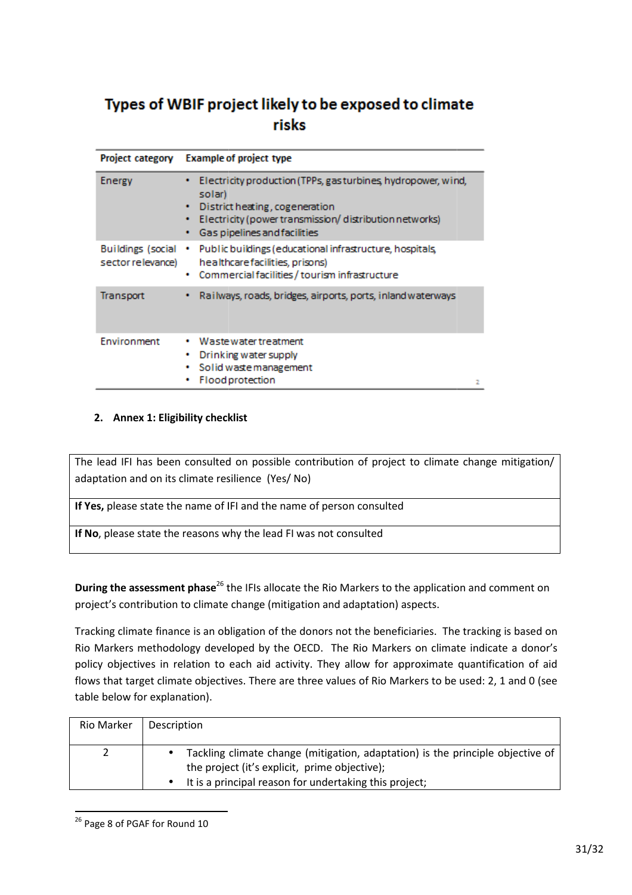# Types of WBIF project likely to be exposed to climate risks

| Project category | Example of project type |
| --- | --- |
| Energy | • Electricity production (TPPs, gas turbines, hydropower, wind, solar)<br>• District heating, cogeneration<br>• Electricity (power transmission/ distribution networks)<br>• Gas pipelines and facilities |
| Buildings (social sector relevance) | • Public buildings (educational infrastructure, hospitals, healthcare facilities, prisons)<br>• Commercial facilities / tourism infrastructure |
| Transport | • Railways, roads, bridges, airports, ports, inland waterways |
| Environment | • Waste water treatment<br>• Drinking water supply<br>• Solid waste management<br>• Flood protection |

## 2. Annex 1: Eligibility checklist

| The lead IFI has been consulted on possible contribution of project to climate change mitigation/ adaptation and on its climate resilience (Yes/ No) |
| --- |
| **If Yes,** please state the name of IFI and the name of person consulted |
| **If No**, please state the reasons why the lead FI was not consulted |

**During the assessment phase**[26] the IFIs allocate the Rio Markers to the application and comment on project's contribution to climate change (mitigation and adaptation) aspects.

Tracking climate finance is an obligation of the donors not the beneficiaries. The tracking is based on Rio Markers methodology developed by the OECD. The Rio Markers on climate indicate a donor's policy objectives in relation to each aid activity. They allow for approximate quantification of aid flows that target climate objectives. There are three values of Rio Markers to be used: 2, 1 and 0 (see table below for explanation).

| Rio Marker | Description |
| --- | --- |
| 2 | • Tackling climate change (mitigation, adaptation) is the principle objective of the project (it's explicit, prime objective);<br>• It is a principal reason for undertaking this project; |

[26] Page 8 of PGAF for Round 10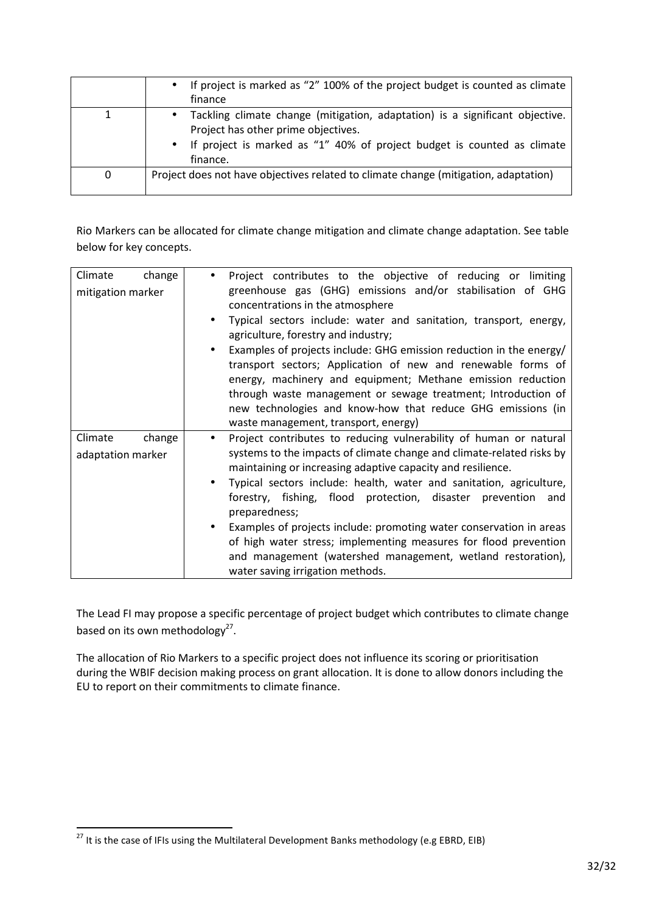| | |
|---|---|
| | • If project is marked as "2" 100% of the project budget is counted as climate finance |
| 1 | • Tackling climate change (mitigation, adaptation) is a significant objective. Project has other prime objectives.<br>• If project is marked as "1" 40% of project budget is counted as climate finance. |
| 0 | Project does not have objectives related to climate change (mitigation, adaptation) |

Rio Markers can be allocated for climate change mitigation and climate change adaptation. See table below for key concepts.

| | |
|---|---|
| Climate change mitigation marker | • Project contributes to the objective of reducing or limiting greenhouse gas (GHG) emissions and/or stabilisation of GHG concentrations in the atmosphere<br>• Typical sectors include: water and sanitation, transport, energy, agriculture, forestry and industry;<br>• Examples of projects include: GHG emission reduction in the energy/ transport sectors; Application of new and renewable forms of energy, machinery and equipment; Methane emission reduction through waste management or sewage treatment; Introduction of new technologies and know-how that reduce GHG emissions (in waste management, transport, energy) |
| Climate change adaptation marker | • Project contributes to reducing vulnerability of human or natural systems to the impacts of climate change and climate-related risks by maintaining or increasing adaptive capacity and resilience.<br>• Typical sectors include: health, water and sanitation, agriculture, forestry, fishing, flood protection, disaster prevention and preparedness;<br>• Examples of projects include: promoting water conservation in areas of high water stress; implementing measures for flood prevention and management (watershed management, wetland restoration), water saving irrigation methods. |

The Lead FI may propose a specific percentage of project budget which contributes to climate change based on its own methodology[27].

The allocation of Rio Markers to a specific project does not influence its scoring or prioritisation during the WBIF decision making process on grant allocation. It is done to allow donors including the EU to report on their commitments to climate finance.

[27] It is the case of IFIs using the Multilateral Development Banks methodology (e.g EBRD, EIB)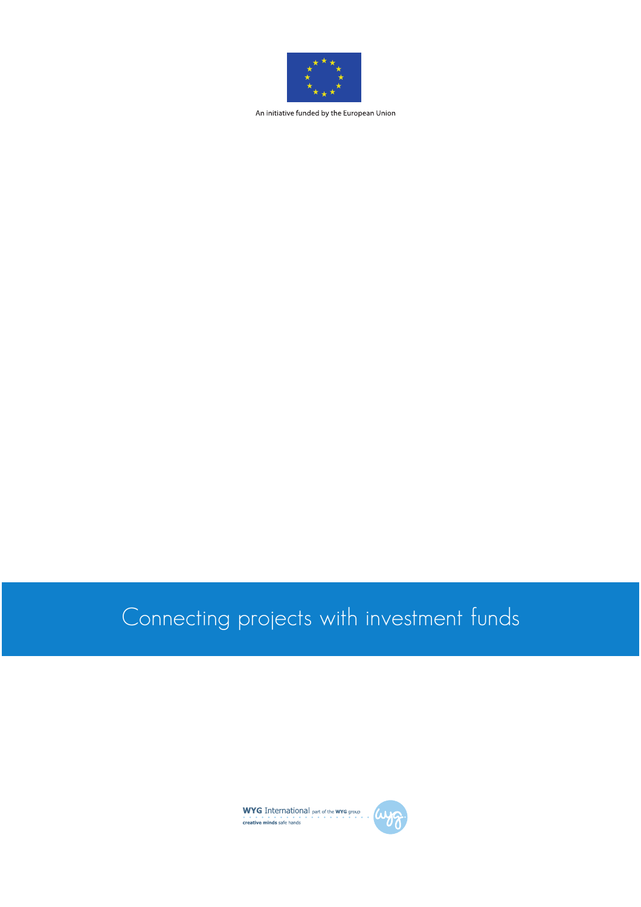An initiative funded by the European Union

Connecting projects with investment funds

WYG International part of the WYG group

creative minds safe hands